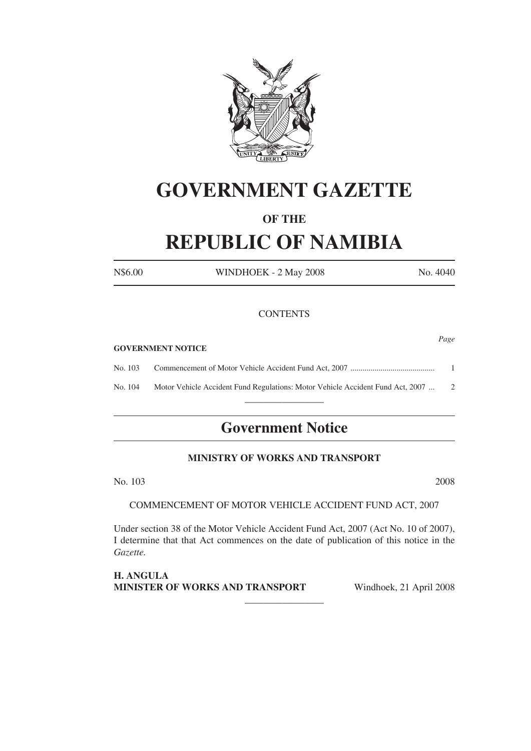# GOVERNMENT GAZETTE

### OF THE

# REPUBLIC OF NAMIBIA

N$6.00 WINDHOEK - 2 May 2008 No. 4040

CONTENTS

*Page*

**GOVERNMENT NOTICE**

| | | |
|---|---|---|
| No. 103 | Commencement of Motor Vehicle Accident Fund Act, 2007 ......................................... | 1 |
| No. 104 | Motor Vehicle Accident Fund Regulations: Motor Vehicle Accident Fund Act, 2007 ... | 2 |

---

## Government Notice

**MINISTRY OF WORKS AND TRANSPORT**

No. 103 2008

COMMENCEMENT OF MOTOR VEHICLE ACCIDENT FUND ACT, 2007

Under section 38 of the Motor Vehicle Accident Fund Act, 2007 (Act No. 10 of 2007), I determine that that Act commences on the date of publication of this notice in the *Gazette.*

**H. ANGULA**
**MINISTER OF WORKS AND TRANSPORT** Windhoek, 21 April 2008

---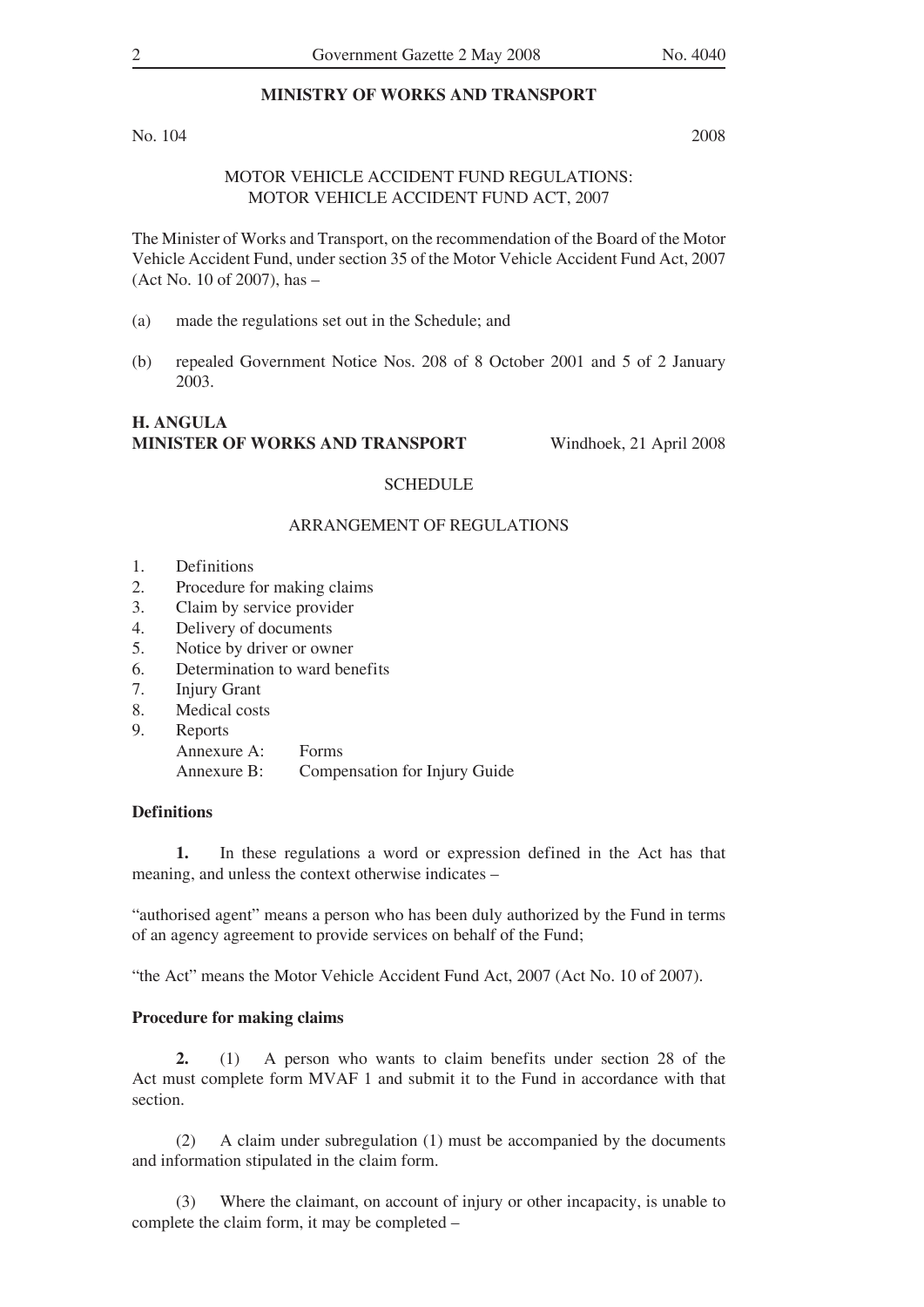## MINISTRY OF WORKS AND TRANSPORT

No. 104 2008

MOTOR VEHICLE ACCIDENT FUND REGULATIONS: MOTOR VEHICLE ACCIDENT FUND ACT, 2007

The Minister of Works and Transport, on the recommendation of the Board of the Motor Vehicle Accident Fund, under section 35 of the Motor Vehicle Accident Fund Act, 2007 (Act No. 10 of 2007), has –

(a) made the regulations set out in the Schedule; and

(b) repealed Government Notice Nos. 208 of 8 October 2001 and 5 of 2 January 2003.

**H. ANGULA**
**MINISTER OF WORKS AND TRANSPORT** Windhoek, 21 April 2008

SCHEDULE

ARRANGEMENT OF REGULATIONS

1. Definitions
2. Procedure for making claims
3. Claim by service provider
4. Delivery of documents
5. Notice by driver or owner
6. Determination to ward benefits
7. Injury Grant
8. Medical costs
9. Reports

Annexure A: Forms
Annexure B: Compensation for Injury Guide

**Definitions**

**1.** In these regulations a word or expression defined in the Act has that meaning, and unless the context otherwise indicates –

"authorised agent" means a person who has been duly authorized by the Fund in terms of an agency agreement to provide services on behalf of the Fund;

"the Act" means the Motor Vehicle Accident Fund Act, 2007 (Act No. 10 of 2007).

**Procedure for making claims**

**2.** (1) A person who wants to claim benefits under section 28 of the Act must complete form MVAF 1 and submit it to the Fund in accordance with that section.

(2) A claim under subregulation (1) must be accompanied by the documents and information stipulated in the claim form.

(3) Where the claimant, on account of injury or other incapacity, is unable to complete the claim form, it may be completed –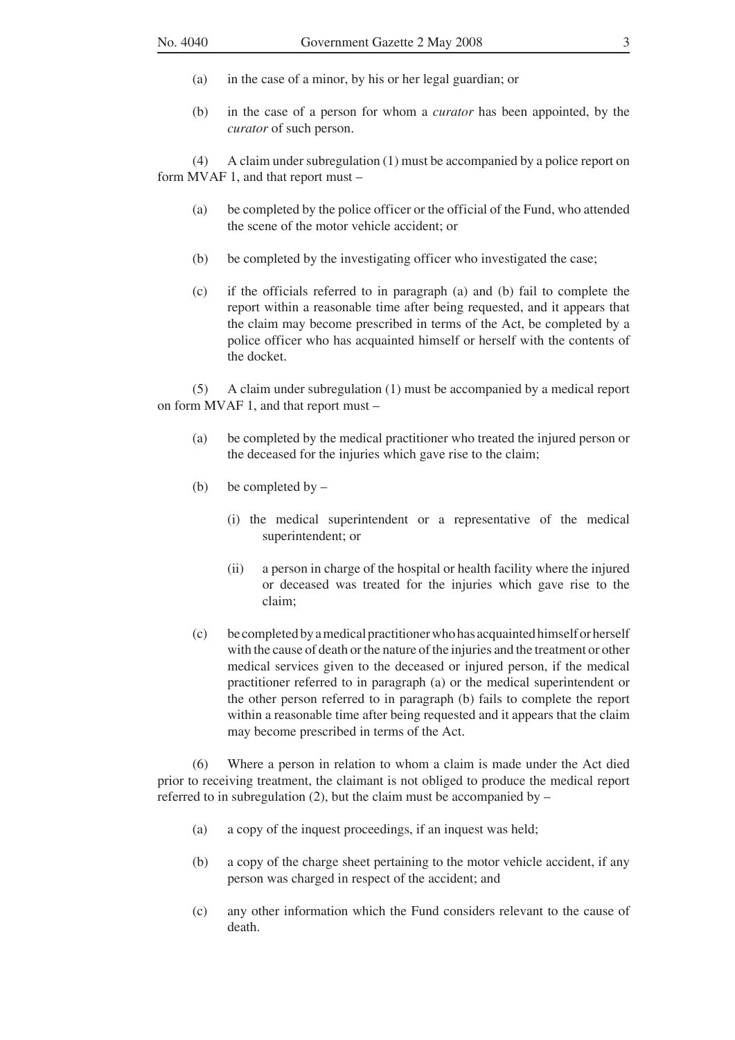(a) in the case of a minor, by his or her legal guardian; or

(b) in the case of a person for whom a *curator* has been appointed, by the *curator* of such person.

(4) A claim under subregulation (1) must be accompanied by a police report on form MVAF 1, and that report must –

(a) be completed by the police officer or the official of the Fund, who attended the scene of the motor vehicle accident; or

(b) be completed by the investigating officer who investigated the case;

(c) if the officials referred to in paragraph (a) and (b) fail to complete the report within a reasonable time after being requested, and it appears that the claim may become prescribed in terms of the Act, be completed by a police officer who has acquainted himself or herself with the contents of the docket.

(5) A claim under subregulation (1) must be accompanied by a medical report on form MVAF 1, and that report must –

(a) be completed by the medical practitioner who treated the injured person or the deceased for the injuries which gave rise to the claim;

(b) be completed by –

(i) the medical superintendent or a representative of the medical superintendent; or

(ii) a person in charge of the hospital or health facility where the injured or deceased was treated for the injuries which gave rise to the claim;

(c) be completed by a medical practitioner who has acquainted himself or herself with the cause of death or the nature of the injuries and the treatment or other medical services given to the deceased or injured person, if the medical practitioner referred to in paragraph (a) or the medical superintendent or the other person referred to in paragraph (b) fails to complete the report within a reasonable time after being requested and it appears that the claim may become prescribed in terms of the Act.

(6) Where a person in relation to whom a claim is made under the Act died prior to receiving treatment, the claimant is not obliged to produce the medical report referred to in subregulation (2), but the claim must be accompanied by –

(a) a copy of the inquest proceedings, if an inquest was held;

(b) a copy of the charge sheet pertaining to the motor vehicle accident, if any person was charged in respect of the accident; and

(c) any other information which the Fund considers relevant to the cause of death.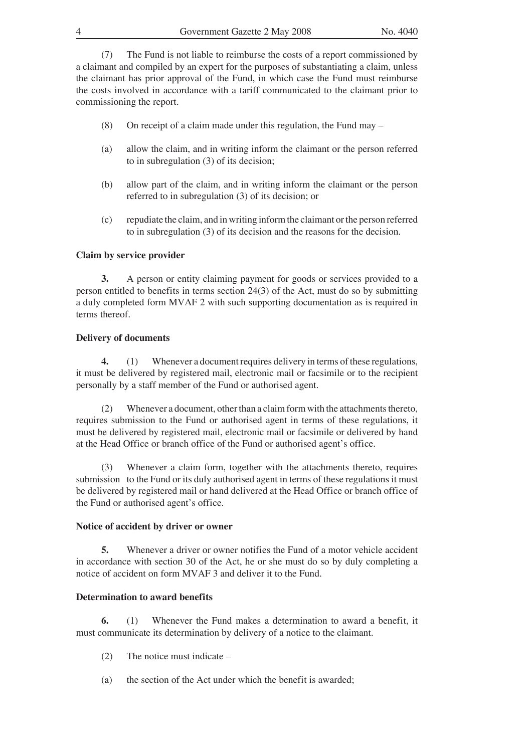(7) The Fund is not liable to reimburse the costs of a report commissioned by a claimant and compiled by an expert for the purposes of substantiating a claim, unless the claimant has prior approval of the Fund, in which case the Fund must reimburse the costs involved in accordance with a tariff communicated to the claimant prior to commissioning the report.

(8) On receipt of a claim made under this regulation, the Fund may –

(a) allow the claim, and in writing inform the claimant or the person referred to in subregulation (3) of its decision;

(b) allow part of the claim, and in writing inform the claimant or the person referred to in subregulation (3) of its decision; or

(c) repudiate the claim, and in writing inform the claimant or the person referred to in subregulation (3) of its decision and the reasons for the decision.

**Claim by service provider**

**3.** A person or entity claiming payment for goods or services provided to a person entitled to benefits in terms section 24(3) of the Act, must do so by submitting a duly completed form MVAF 2 with such supporting documentation as is required in terms thereof.

**Delivery of documents**

**4.** (1) Whenever a document requires delivery in terms of these regulations, it must be delivered by registered mail, electronic mail or facsimile or to the recipient personally by a staff member of the Fund or authorised agent.

(2) Whenever a document, other than a claim form with the attachments thereto, requires submission to the Fund or authorised agent in terms of these regulations, it must be delivered by registered mail, electronic mail or facsimile or delivered by hand at the Head Office or branch office of the Fund or authorised agent's office.

(3) Whenever a claim form, together with the attachments thereto, requires submission to the Fund or its duly authorised agent in terms of these regulations it must be delivered by registered mail or hand delivered at the Head Office or branch office of the Fund or authorised agent's office.

**Notice of accident by driver or owner**

**5.** Whenever a driver or owner notifies the Fund of a motor vehicle accident in accordance with section 30 of the Act, he or she must do so by duly completing a notice of accident on form MVAF 3 and deliver it to the Fund.

**Determination to award benefits**

**6.** (1) Whenever the Fund makes a determination to award a benefit, it must communicate its determination by delivery of a notice to the claimant.

(2) The notice must indicate –

(a) the section of the Act under which the benefit is awarded;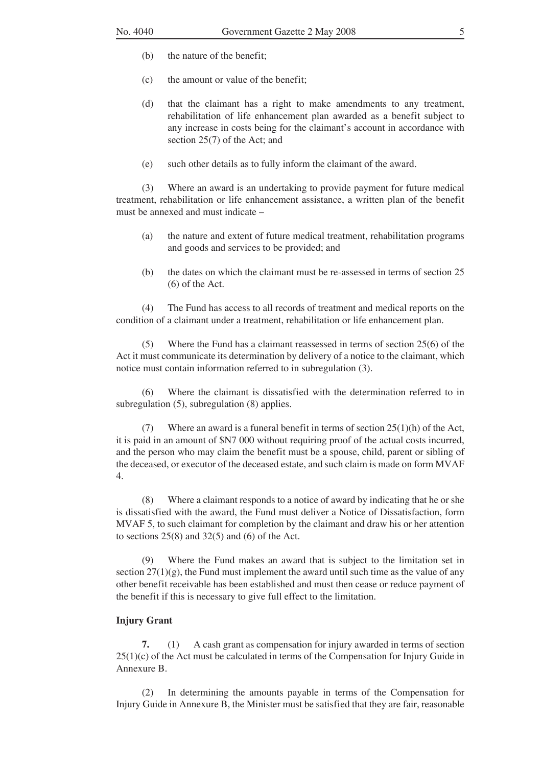(b) the nature of the benefit;

(c) the amount or value of the benefit;

(d) that the claimant has a right to make amendments to any treatment, rehabilitation of life enhancement plan awarded as a benefit subject to any increase in costs being for the claimant's account in accordance with section 25(7) of the Act; and

(e) such other details as to fully inform the claimant of the award.

(3) Where an award is an undertaking to provide payment for future medical treatment, rehabilitation or life enhancement assistance, a written plan of the benefit must be annexed and must indicate –

(a) the nature and extent of future medical treatment, rehabilitation programs and goods and services to be provided; and

(b) the dates on which the claimant must be re-assessed in terms of section 25 (6) of the Act.

(4) The Fund has access to all records of treatment and medical reports on the condition of a claimant under a treatment, rehabilitation or life enhancement plan.

(5) Where the Fund has a claimant reassessed in terms of section 25(6) of the Act it must communicate its determination by delivery of a notice to the claimant, which notice must contain information referred to in subregulation (3).

(6) Where the claimant is dissatisfied with the determination referred to in subregulation (5), subregulation (8) applies.

(7) Where an award is a funeral benefit in terms of section 25(1)(h) of the Act, it is paid in an amount of $N7 000 without requiring proof of the actual costs incurred, and the person who may claim the benefit must be a spouse, child, parent or sibling of the deceased, or executor of the deceased estate, and such claim is made on form MVAF 4.

(8) Where a claimant responds to a notice of award by indicating that he or she is dissatisfied with the award, the Fund must deliver a Notice of Dissatisfaction, form MVAF 5, to such claimant for completion by the claimant and draw his or her attention to sections 25(8) and 32(5) and (6) of the Act.

(9) Where the Fund makes an award that is subject to the limitation set in section 27(1)(g), the Fund must implement the award until such time as the value of any other benefit receivable has been established and must then cease or reduce payment of the benefit if this is necessary to give full effect to the limitation.

**Injury Grant**

**7.** (1) A cash grant as compensation for injury awarded in terms of section 25(1)(c) of the Act must be calculated in terms of the Compensation for Injury Guide in Annexure B.

(2) In determining the amounts payable in terms of the Compensation for Injury Guide in Annexure B, the Minister must be satisfied that they are fair, reasonable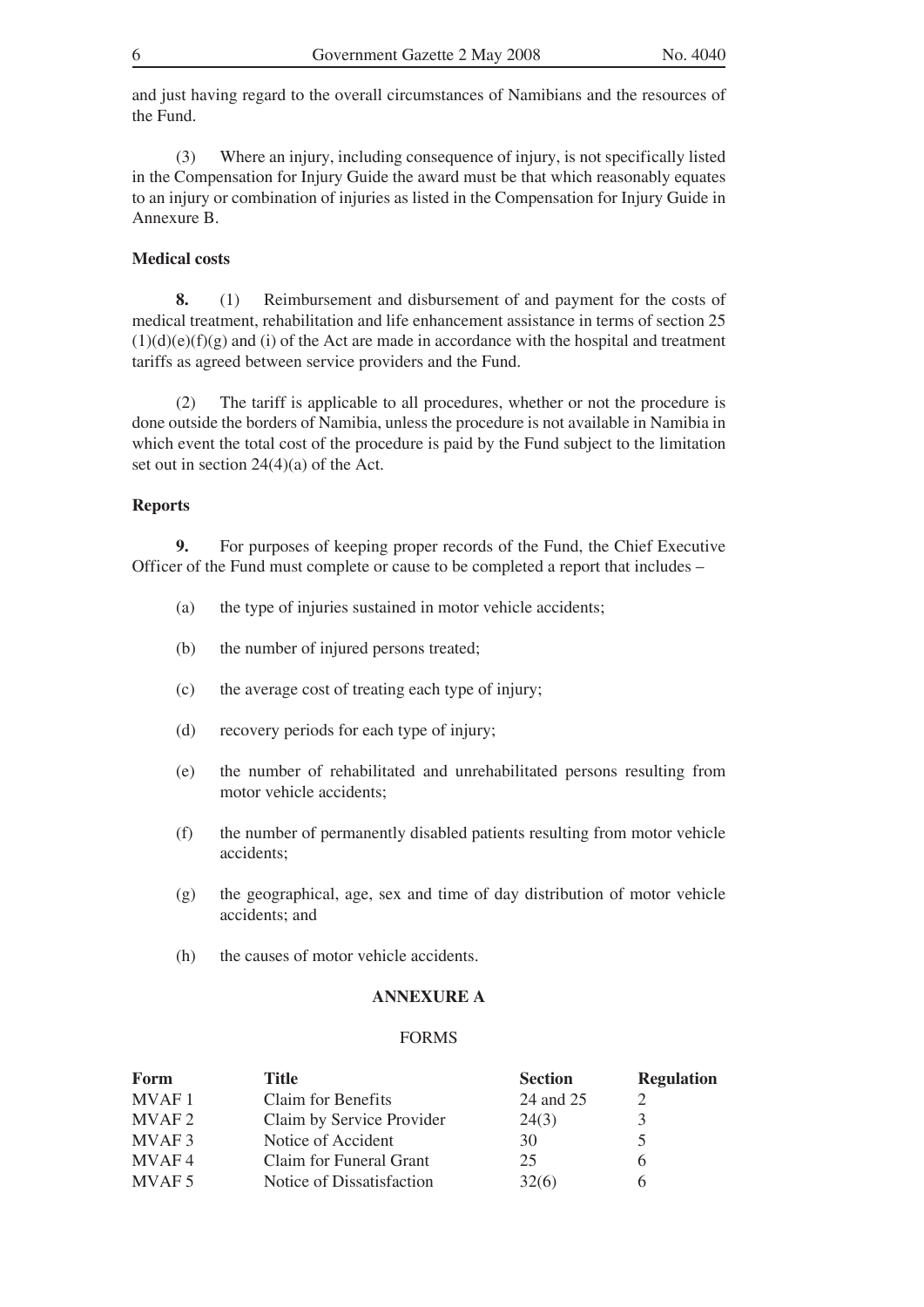and just having regard to the overall circumstances of Namibians and the resources of the Fund.

(3) Where an injury, including consequence of injury, is not specifically listed in the Compensation for Injury Guide the award must be that which reasonably equates to an injury or combination of injuries as listed in the Compensation for Injury Guide in Annexure B.

**Medical costs**

**8.** (1) Reimbursement and disbursement of and payment for the costs of medical treatment, rehabilitation and life enhancement assistance in terms of section 25 (1)(d)(e)(f)(g) and (i) of the Act are made in accordance with the hospital and treatment tariffs as agreed between service providers and the Fund.

(2) The tariff is applicable to all procedures, whether or not the procedure is done outside the borders of Namibia, unless the procedure is not available in Namibia in which event the total cost of the procedure is paid by the Fund subject to the limitation set out in section 24(4)(a) of the Act.

**Reports**

**9.** For purposes of keeping proper records of the Fund, the Chief Executive Officer of the Fund must complete or cause to be completed a report that includes –

(a) the type of injuries sustained in motor vehicle accidents;

(b) the number of injured persons treated;

(c) the average cost of treating each type of injury;

(d) recovery periods for each type of injury;

(e) the number of rehabilitated and unrehabilitated persons resulting from motor vehicle accidents;

(f) the number of permanently disabled patients resulting from motor vehicle accidents;

(g) the geographical, age, sex and time of day distribution of motor vehicle accidents; and

(h) the causes of motor vehicle accidents.

**ANNEXURE A**

FORMS

| Form | Title | Section | Regulation |
|---|---|---|---|
| MVAF 1 | Claim for Benefits | 24 and 25 | 2 |
| MVAF 2 | Claim by Service Provider | 24(3) | 3 |
| MVAF 3 | Notice of Accident | 30 | 5 |
| MVAF 4 | Claim for Funeral Grant | 25 | 6 |
| MVAF 5 | Notice of Dissatisfaction | 32(6) | 6 |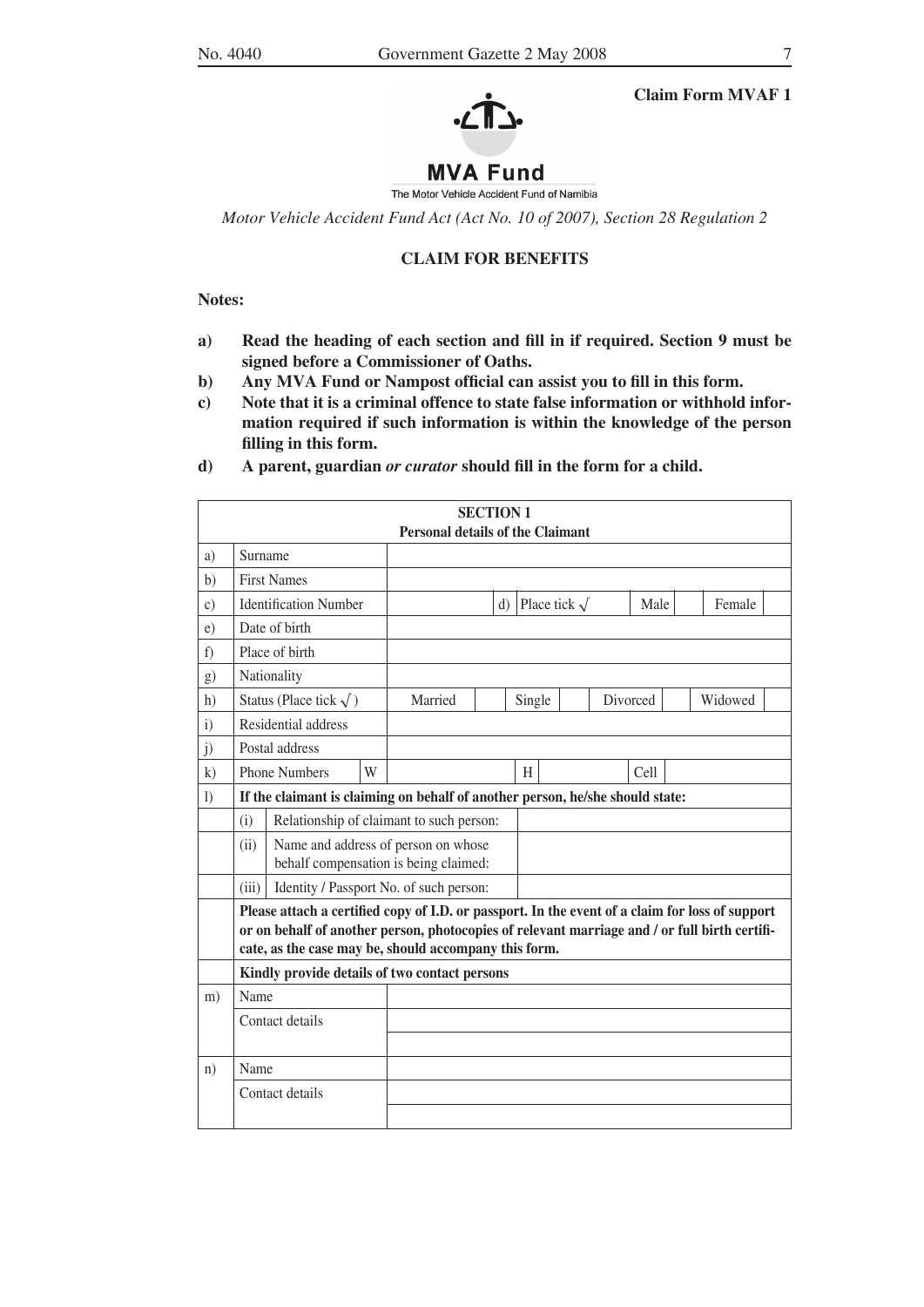**Claim Form MVAF 1**

**MVA Fund**

The Motor Vehicle Accident Fund of Namibia

*Motor Vehicle Accident Fund Act (Act No. 10 of 2007), Section 28 Regulation 2*

## CLAIM FOR BENEFITS

**Notes:**

- **a) Read the heading of each section and fill in if required. Section 9 must be signed before a Commissioner of Oaths.**
- **b) Any MVA Fund or Nampost official can assist you to fill in this form.**
- **c) Note that it is a criminal offence to state false information or withhold information required if such information is within the knowledge of the person filling in this form.**
- **d) A parent, guardian *or curator* should fill in the form for a child.**

| **SECTION 1 Personal details of the Claimant** | | | | | | | | | |
|---|---|---|---|---|---|---|---|---|---|
| a) | Surname | | | | | | | | |
| b) | First Names | | | | | | | | |
| c) | Identification Number | | | d) | Place tick √ | Male | | Female | |
| e) | Date of birth | | | | | | | | |
| f) | Place of birth | | | | | | | | |
| g) | Nationality | | | | | | | | |
| h) | Status (Place tick √) | Married | | Single | | Divorced | | Widowed | |
| i) | Residential address | | | | | | | | |
| j) | Postal address | | | | | | | | |
| k) | Phone Numbers W | | | H | | Cell | | | |
| l) | **If the claimant is claiming on behalf of another person, he/she should state:** | | | | | | | | |
| | (i) Relationship of claimant to such person: | | | | | | | | |
| | (ii) Name and address of person on whose behalf compensation is being claimed: | | | | | | | | |
| | (iii) Identity / Passport No. of such person: | | | | | | | | |
| | **Please attach a certified copy of I.D. or passport. In the event of a claim for loss of support or on behalf of another person, photocopies of relevant marriage and / or full birth certificate, as the case may be, should accompany this form.** | | | | | | | | |
| | **Kindly provide details of two contact persons** | | | | | | | | |
| m) | Name | | | | | | | | |
| | Contact details | | | | | | | | |
| | | | | | | | | | |
| n) | Name | | | | | | | | |
| | Contact details | | | | | | | | |
| | | | | | | | | | |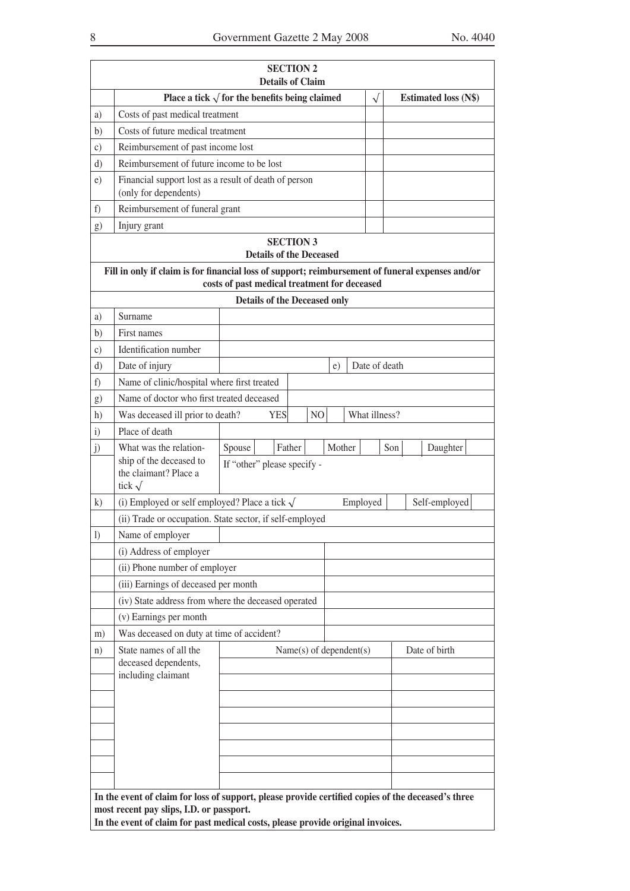## SECTION 2
### Details of Claim

| | Place a tick √ for the benefits being claimed | √ | Estimated loss (N$) |
|---|---|---|---|
| a) | Costs of past medical treatment | | |
| b) | Costs of future medical treatment | | |
| c) | Reimbursement of past income lost | | |
| d) | Reimbursement of future income to be lost | | |
| e) | Financial support lost as a result of death of person (only for dependents) | | |
| f) | Reimbursement of funeral grant | | |
| g) | Injury grant | | |

## SECTION 3
### Details of the Deceased

**Fill in only if claim is for financial loss of support; reimbursement of funeral expenses and/or costs of past medical treatment for deceased**

**Details of the Deceased only**

| | | |
|---|---|---|
| a) | Surname | |
| b) | First names | |
| c) | Identification number | |
| d) | Date of injury | e) Date of death |
| f) | Name of clinic/hospital where first treated | |
| g) | Name of doctor who first treated deceased | |
| h) | Was deceased ill prior to death? YES [ ] NO [ ] | What illness? |
| i) | Place of death | |
| j) | What was the relationship of the deceased to the claimant? Place a tick √ | Spouse [ ] Father [ ] Mother [ ] Son [ ] Daughter [ ] If "other" please specify - |
| k) | (i) Employed or self employed? Place a tick √ | Employed [ ] Self-employed [ ] |
| | (ii) Trade or occupation. State sector, if self-employed | |
| l) | Name of employer | |
| | (i) Address of employer | |
| | (ii) Phone number of employer | |
| | (iii) Earnings of deceased per month | |
| | (iv) State address from where the deceased operated | |
| | (v) Earnings per month | |
| m) | Was deceased on duty at time of accident? | |

| | | Name(s) of dependent(s) | Date of birth |
|---|---|---|---|
| n) | State names of all the deceased dependents, including claimant | | |
| | | | |
| | | | |
| | | | |
| | | | |
| | | | |
| | | | |
| | | | |
| | | | |

**In the event of claim for loss of support, please provide certified copies of the deceased's three most recent pay slips, I.D. or passport.**
**In the event of claim for past medical costs, please provide original invoices.**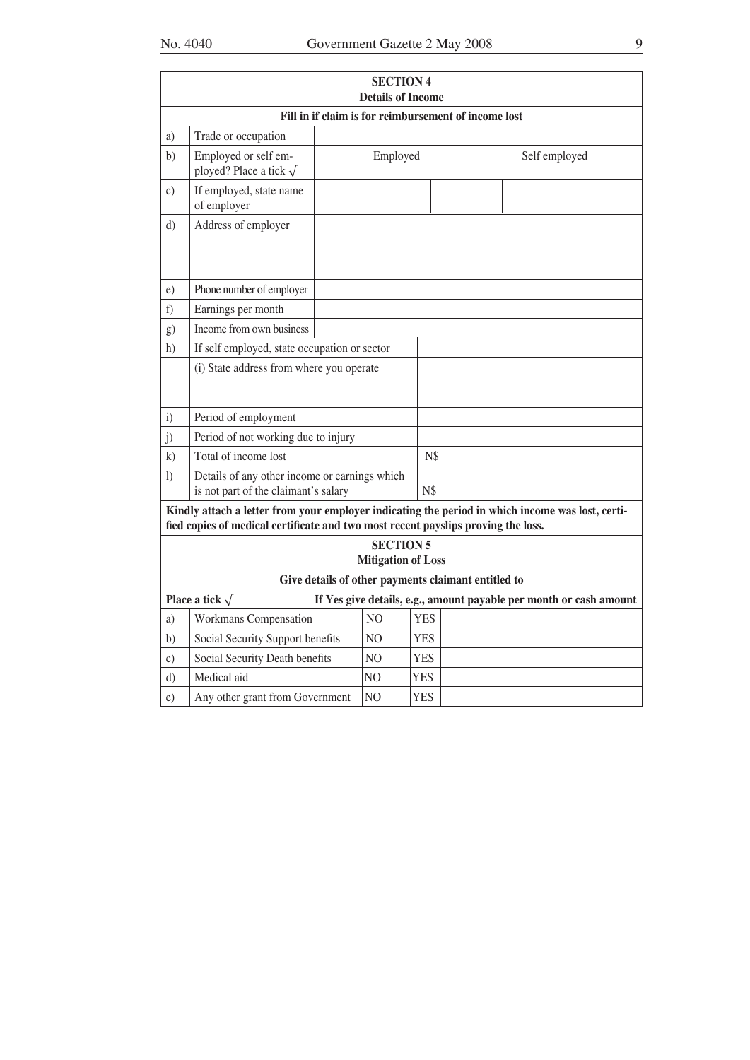| SECTION 4<br>Details of Income | | | | | |
|---|---|---|---|---|---|
| **Fill in if claim is for reimbursement of income lost** | | | | | |
| a) | Trade or occupation | | | | |
| b) | Employed or self employed? Place a tick √ | Employed | | Self employed | |
| c) | If employed, state name of employer | | | | |
| d) | Address of employer | | | | |
| e) | Phone number of employer | | | | |
| f) | Earnings per month | | | | |
| g) | Income from own business | | | | |
| h) | If self employed, state occupation or sector | | | | |
| | (i) State address from where you operate | | | | |
| i) | Period of employment | | | | |
| j) | Period of not working due to injury | | | | |
| k) | Total of income lost | N$ | | | |
| l) | Details of any other income or earnings which is not part of the claimant's salary | N$ | | | |

**Kindly attach a letter from your employer indicating the period in which income was lost, certified copies of medical certificate and two most recent payslips proving the loss.**

| SECTION 5<br>Mitigation of Loss | | | | | | |
|---|---|---|---|---|---|---|
| **Give details of other payments claimant entitled to** | | | | | | |
| **Place a tick √** | | | | | | **If Yes give details, e.g., amount payable per month or cash amount** |
| a) | Workmans Compensation | NO | | YES | | |
| b) | Social Security Support benefits | NO | | YES | | |
| c) | Social Security Death benefits | NO | | YES | | |
| d) | Medical aid | NO | | YES | | |
| e) | Any other grant from Government | NO | | YES | | |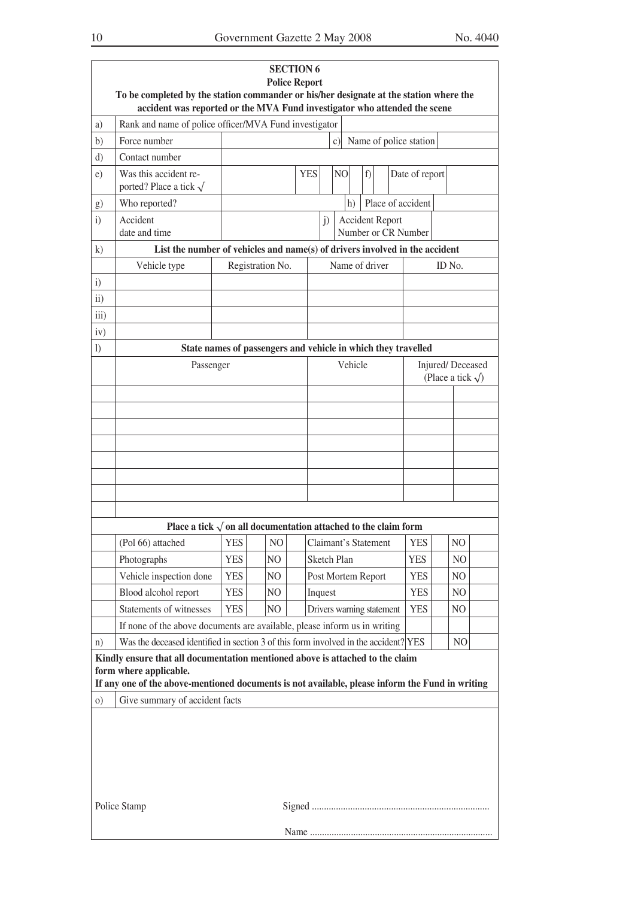## SECTION 6

### Police Report

**To be completed by the station commander or his/her designate at the station where the accident was reported or the MVA Fund investigator who attended the scene**

| | | | | | | | |
|---|---|---|---|---|---|---|---|
| a) | Rank and name of police officer/MVA Fund investigator | | | | | | |
| b) | Force number | | c) | Name of police station | | | |
| d) | Contact number | | | | | | |
| e) | Was this accident reported? Place a tick √ | YES | NO | f) | Date of report | | |
| g) | Who reported? | | h) | Place of accident | | | |
| i) | Accident date and time | | j) | Accident Report Number or CR Number | | | |

**k) List the number of vehicles and name(s) of drivers involved in the accident**

| | Vehicle type | Registration No. | Name of driver | ID No. |
|---|---|---|---|---|
| i) | | | | |
| ii) | | | | |
| iii) | | | | |
| iv) | | | | |

**l) State names of passengers and vehicle in which they travelled**

| | Passenger | Vehicle | Injured/ Deceased (Place a tick √) | |
|---|---|---|---|---|
| | | | | |
| | | | | |
| | | | | |
| | | | | |
| | | | | |
| | | | | |
| | | | | |
| | | | | |

**Place a tick √ on all documentation attached to the claim form**

| | | | | | | | | | | |
|---|---|---|---|---|---|---|---|---|---|---|
| | (Pol 66) attached | YES | | NO | | Claimant's Statement | YES | | NO | |
| | Photographs | YES | | NO | | Sketch Plan | YES | | NO | |
| | Vehicle inspection done | YES | | NO | | Post Mortem Report | YES | | NO | |
| | Blood alcohol report | YES | | NO | | Inquest | YES | | NO | |
| | Statements of witnesses | YES | | NO | | Drivers warning statement | YES | | NO | |
| | If none of the above documents are available, please inform us in writing | | | | | | | | | |
| n) | Was the deceased identified in section 3 of this form involved in the accident? | | | | | | YES | | NO | |

**Kindly ensure that all documentation mentioned above is attached to the claim form where applicable.**
**If any one of the above-mentioned documents is not available, please inform the Fund in writing**

o) Give summary of accident facts

Police Stamp

Signed ..........................................................................

Name ............................................................................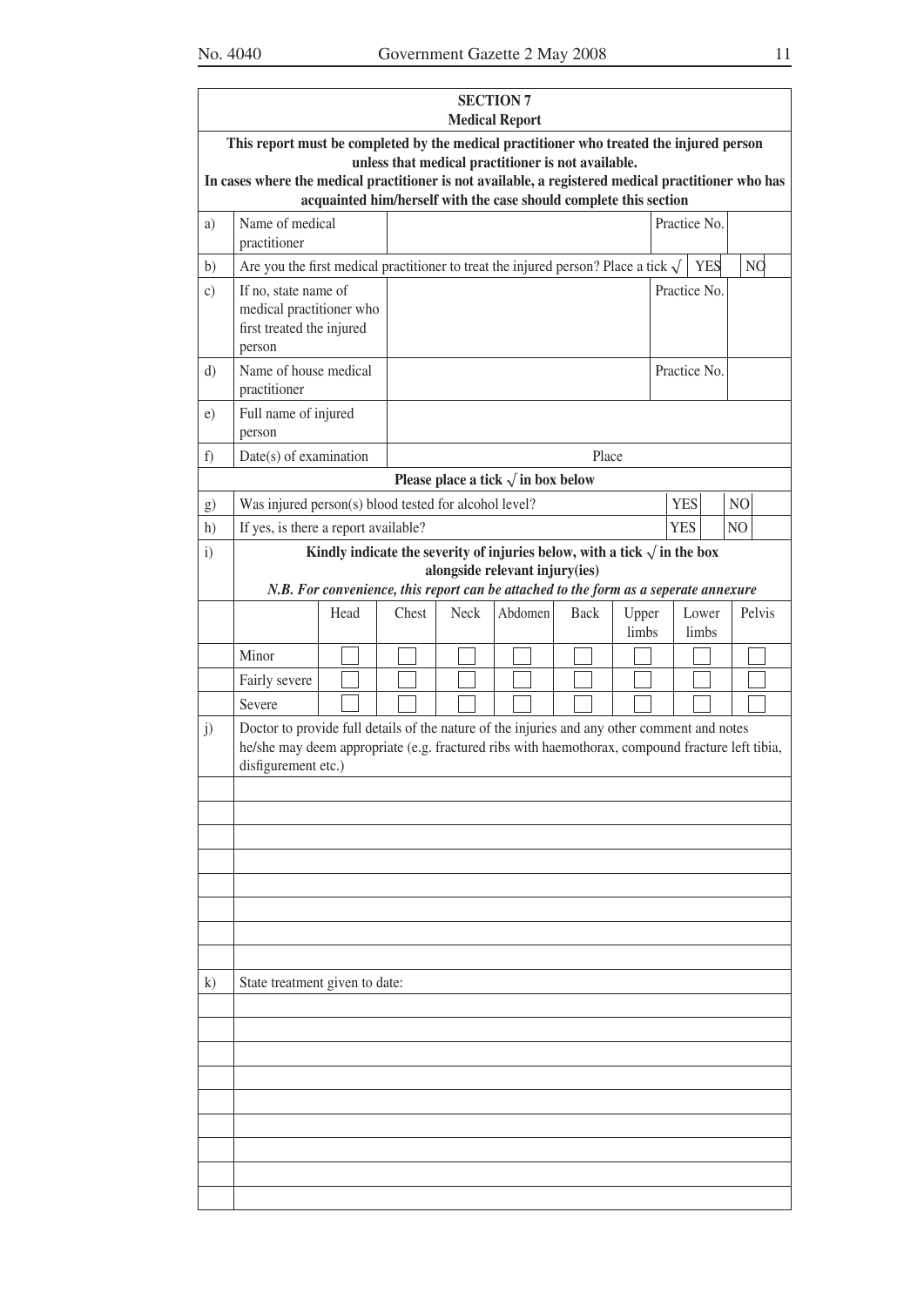## SECTION 7
### Medical Report

**This report must be completed by the medical practitioner who treated the injured person unless that medical practitioner is not available.**
**In cases where the medical practitioner is not available, a registered medical practitioner who has acquainted him/herself with the case should complete this section**

| | | | | |
|---|---|---|---|---|
| a) | Name of medical practitioner | | Practice No. | |
| b) | Are you the first medical practitioner to treat the injured person? Place a tick √ | | YES | NO |
| c) | If no, state name of medical practitioner who first treated the injured person | | Practice No. | |
| d) | Name of house medical practitioner | | Practice No. | |
| e) | Full name of injured person | | | |
| f) | Date(s) of examination | | Place | |

**Please place a tick √ in box below**

| | | | |
|---|---|---|---|
| g) | Was injured person(s) blood tested for alcohol level? | YES | NO |
| h) | If yes, is there a report available? | YES | NO |

i) **Kindly indicate the severity of injuries below, with a tick √ in the box alongside relevant injury(ies)**

***N.B. For convenience, this report can be attached to the form as a seperate annexure***

| | Head | Chest | Neck | Abdomen | Back | Upper limbs | Lower limbs | Pelvis |
|---|---|---|---|---|---|---|---|---|
| Minor | ☐ | ☐ | ☐ | ☐ | ☐ | ☐ | ☐ | ☐ |
| Fairly severe | ☐ | ☐ | ☐ | ☐ | ☐ | ☐ | ☐ | ☐ |
| Severe | ☐ | ☐ | ☐ | ☐ | ☐ | ☐ | ☐ | ☐ |

j) Doctor to provide full details of the nature of the injuries and any other comment and notes he/she may deem appropriate (e.g. fractured ribs with haemothorax, compound fracture left tibia, disfigurement etc.)

_______________________________________________
_______________________________________________
_______________________________________________
_______________________________________________
_______________________________________________
_______________________________________________
_______________________________________________
_______________________________________________

k) State treatment given to date:

_______________________________________________
_______________________________________________
_______________________________________________
_______________________________________________
_______________________________________________
_______________________________________________
_______________________________________________
_______________________________________________
_______________________________________________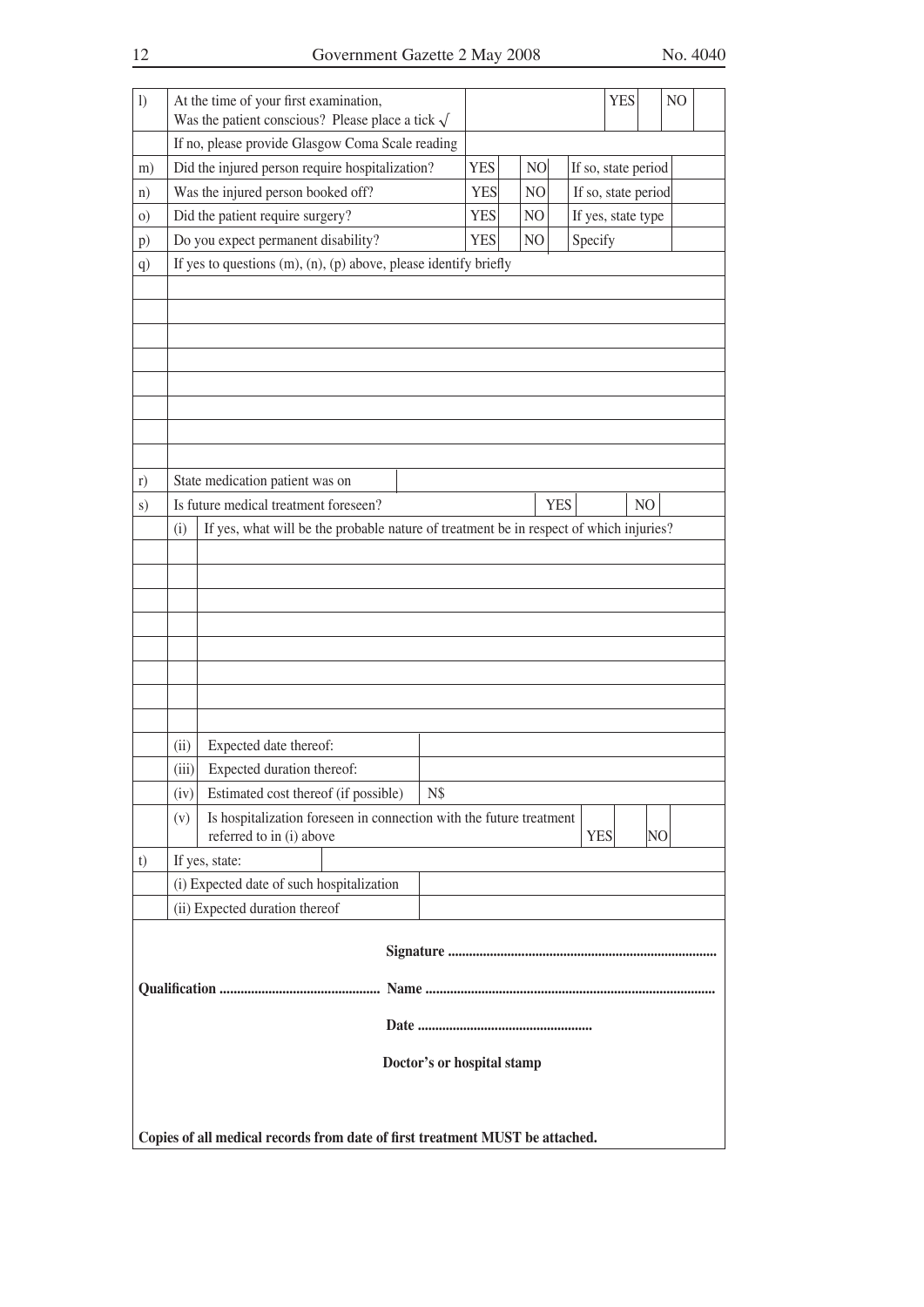| | | | | | | | |
|---|---|---|---|---|---|---|---|
| l) | At the time of your first examination,<br>Was the patient conscious? Please place a tick √ | | | | YES | | NO |
| | If no, please provide Glasgow Coma Scale reading | | | | | | |
| m) | Did the injured person require hospitalization? | YES | | NO | If so, state period | | |
| n) | Was the injured person booked off? | YES | | NO | If so, state period | | |
| o) | Did the patient require surgery? | YES | | NO | If yes, state type | | |
| p) | Do you expect permanent disability? | YES | | NO | Specify | | |
| q) | If yes to questions (m), (n), (p) above, please identify briefly | | | | | | |
| | | | | | | | |
| | | | | | | | |
| | | | | | | | |
| | | | | | | | |
| | | | | | | | |
| | | | | | | | |
| | | | | | | | |
| | | | | | | | |
| r) | State medication patient was on | | | | | | |
| s) | Is future medical treatment foreseen? | | | YES | | NO | |

| | | | |
|---|---|---|---|
| | (i) | If yes, what will be the probable nature of treatment be in respect of which injuries? | |
| | | | |
| | | | |
| | | | |
| | | | |
| | | | |
| | | | |
| | | | |
| | | | |
| | (ii) | Expected date thereof: | |
| | (iii) | Expected duration thereof: | |
| | (iv) | Estimated cost thereof (if possible) | N$ |
| | (v) | Is hospitalization foreseen in connection with the future treatment referred to in (i) above | YES &nbsp;&nbsp; NO |
| t) | If yes, state: | | |
| | (i) Expected date of such hospitalization | | |
| | (ii) Expected duration thereof | | |

**Signature** ..........................................................................

**Qualification** ............................................ **Name** ..................................................................................

**Date** ..................................................

**Doctor's or hospital stamp**

**Copies of all medical records from date of first treatment MUST be attached.**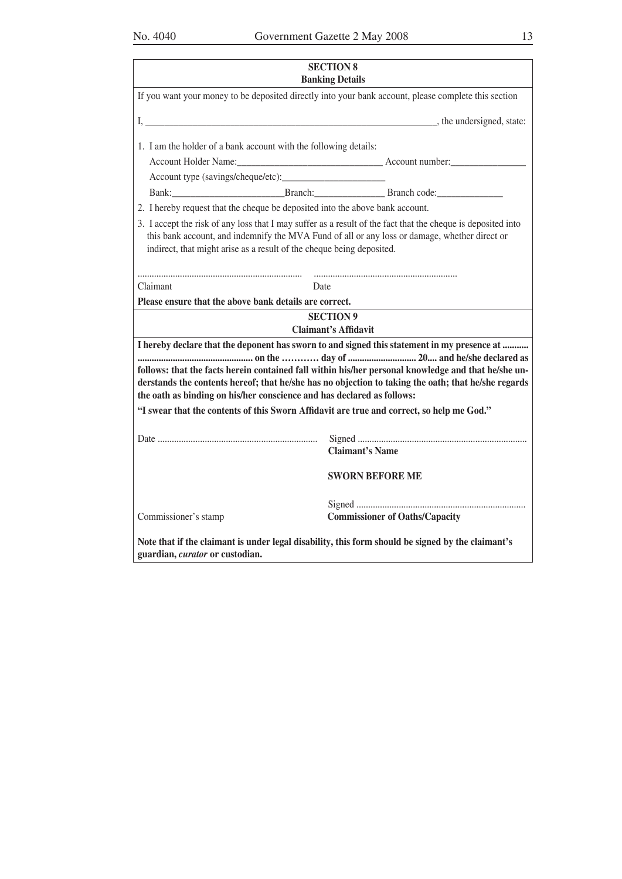## SECTION 8
### Banking Details

If you want your money to be deposited directly into your bank account, please complete this section

I, ______________________________________________________________, the undersigned, state:

1. I am the holder of a bank account with the following details:

   Account Holder Name:______________________________ Account number:_______________

   Account type (savings/cheque/etc):_____________________

   Bank:_______________________Branch:______________ Branch code:_____________

2. I hereby request that the cheque be deposited into the above bank account.

3. I accept the risk of any loss that I may suffer as a result of the fact that the cheque is deposited into this bank account, and indemnify the MVA Fund of all or any loss or damage, whether direct or indirect, that might arise as a result of the cheque being deposited.

.................................................................... ............................................................

Claimant Date

**Please ensure that the above bank details are correct.**

## SECTION 9
### Claimant's Affidavit

**I hereby declare that the deponent has sworn to and signed this statement in my presence at ........... ................................................ on the ………… day of ............................ 20.... and he/she declared as follows: that the facts herein contained fall within his/her personal knowledge and that he/she understands the contents hereof; that he/she has no objection to taking the oath; that he/she regards the oath as binding on his/her conscience and has declared as follows:**

**"I swear that the contents of this Sworn Affidavit are true and correct, so help me God."**

Date ................................................................... Signed .......................................................................

**Claimant's Name**

**SWORN BEFORE ME**

Signed .......................................................................

Commissioner's stamp **Commissioner of Oaths/Capacity**

**Note that if the claimant is under legal disability, this form should be signed by the claimant's guardian, *curator* or custodian.**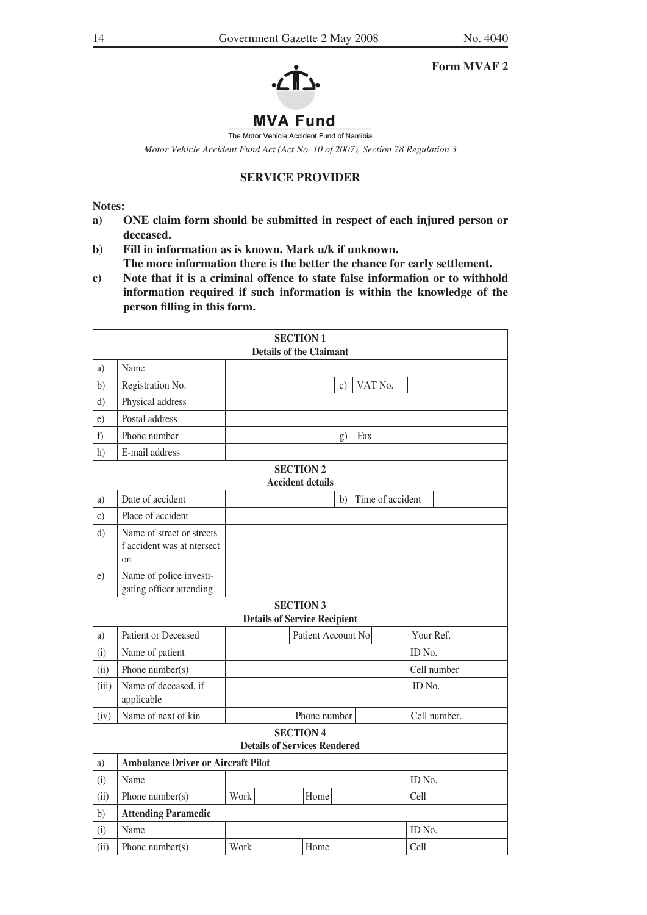**Form MVAF 2**

**MVA Fund**

The Motor Vehicle Accident Fund of Namibia

*Motor Vehicle Accident Fund Act (Act No. 10 of 2007), Section 28 Regulation 3*

**SERVICE PROVIDER**

**Notes:**

- **a)** **ONE claim form should be submitted in respect of each injured person or deceased.**
- **b)** **Fill in information as is known. Mark u/k if unknown.**
  **The more information there is the better the chance for early settlement.**
- **c)** **Note that it is a criminal offence to state false information or to withhold information required if such information is within the knowledge of the person filling in this form.**

| | | | | | | |
|---|---|---|---|---|---|---|
| **SECTION 1** **Details of the Claimant** | | | | | | |
| a) | Name | | | | | |
| b) | Registration No. | | c) | VAT No. | | |
| d) | Physical address | | | | | |
| e) | Postal address | | | | | |
| f) | Phone number | | g) | Fax | | |
| h) | E-mail address | | | | | |
| **SECTION 2** **Accident details** | | | | | | |
| a) | Date of accident | | b) | Time of accident | | |
| c) | Place of accident | | | | | |
| d) | Name of street or streets f accident was at ntersect on | | | | | |
| e) | Name of police investi-gating officer attending | | | | | |
| **SECTION 3** **Details of Service Recipient** | | | | | | |
| a) | Patient or Deceased | | Patient Account No. | | Your Ref. | |
| (i) | Name of patient | | | | ID No. | |
| (ii) | Phone number(s) | | | | Cell number | |
| (iii) | Name of deceased, if applicable | | | | ID No. | |
| (iv) | Name of next of kin | | Phone number | | Cell number. | |
| **SECTION 4** **Details of Services Rendered** | | | | | | |
| a) | **Ambulance Driver or Aircraft Pilot** | | | | | |
| (i) | Name | | | | ID No. | |
| (ii) | Phone number(s) | Work | Home | | Cell | |
| b) | **Attending Paramedic** | | | | | |
| (i) | Name | | | | ID No. | |
| (ii) | Phone number(s) | Work | Home | | Cell | |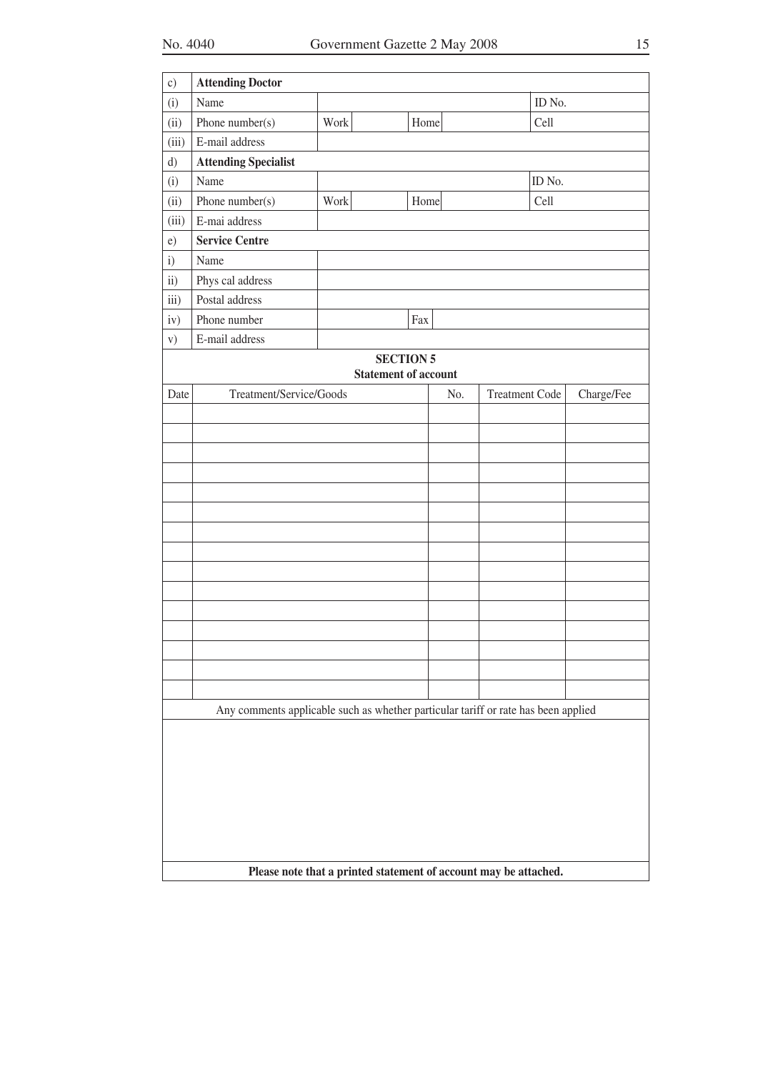| c) | **Attending Doctor** | | | | | |
|---|---|---|---|---|---|---|
| (i) | Name | | | | ID No. | |
| (ii) | Phone number(s) | Work | | Home | | Cell |
| (iii) | E-mail address | | | | | |
| d) | **Attending Specialist** | | | | | |
| (i) | Name | | | | ID No. | |
| (ii) | Phone number(s) | Work | | Home | | Cell |
| (iii) | E-mai address | | | | | |
| e) | **Service Centre** | | | | | |
| i) | Name | | | | | |
| ii) | Phys cal address | | | | | |
| iii) | Postal address | | | | | |
| iv) | Phone number | | Fax | | | |
| v) | E-mail address | | | | | |

**SECTION 5**
**Statement of account**

| Date | Treatment/Service/Goods | No. | Treatment Code | Charge/Fee |
|---|---|---|---|---|
| | | | | |
| | | | | |
| | | | | |
| | | | | |
| | | | | |
| | | | | |
| | | | | |
| | | | | |
| | | | | |
| | | | | |
| | | | | |
| | | | | |
| | | | | |
| | | | | |
| | | | | |

Any comments applicable such as whether particular tariff or rate has been applied

**Please note that a printed statement of account may be attached.**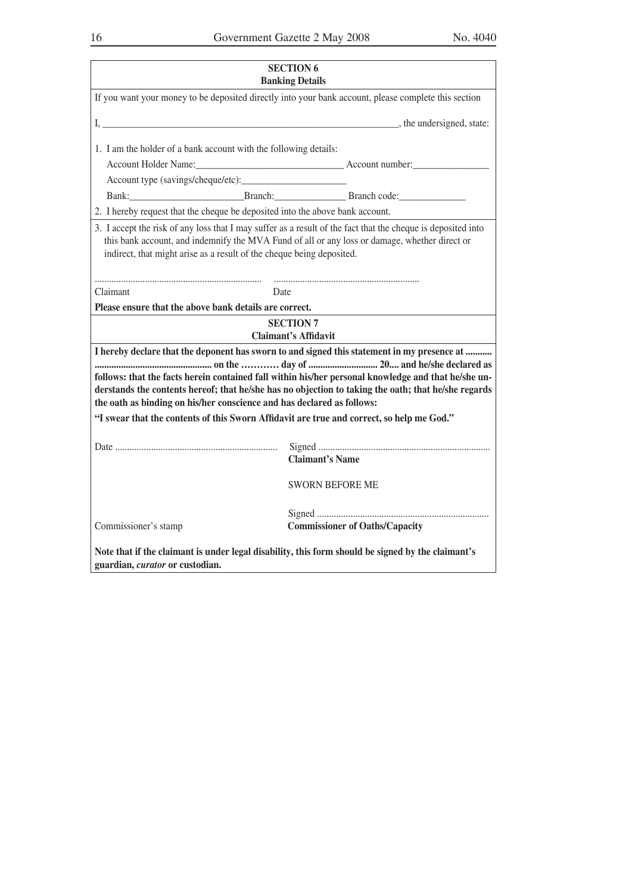## SECTION 6
### Banking Details

If you want your money to be deposited directly into your bank account, please complete this section

I, ______________________________________________________________, the undersigned, state:

1. I am the holder of a bank account with the following details:

   Account Holder Name:______________________________ Account number:_______________

   Account type (savings/cheque/etc):_____________________

   Bank:_______________________Branch:______________ Branch code:_____________

2. I hereby request that the cheque be deposited into the above bank account.

3. I accept the risk of any loss that I may suffer as a result of the fact that the cheque is deposited into this bank account, and indemnify the MVA Fund of all or any loss or damage, whether direct or indirect, that might arise as a result of the cheque being deposited.

..................................................................... ............................................................

Claimant Date

**Please ensure that the above bank details are correct.**

## SECTION 7
### Claimant's Affidavit

**I hereby declare that the deponent has sworn to and signed this statement in my presence at ........... ................................................ on the ………… day of ............................ 20.... and he/she declared as follows: that the facts herein contained fall within his/her personal knowledge and that he/she understands the contents hereof; that he/she has no objection to taking the oath; that he/she regards the oath as binding on his/her conscience and has declared as follows:**

**"I swear that the contents of this Sworn Affidavit are true and correct, so help me God."**

Date ................................................................... Signed .......................................................................

**Claimant's Name**

SWORN BEFORE ME

Signed .......................................................................

Commissioner's stamp **Commissioner of Oaths/Capacity**

**Note that if the claimant is under legal disability, this form should be signed by the claimant's guardian, *curator* or custodian.**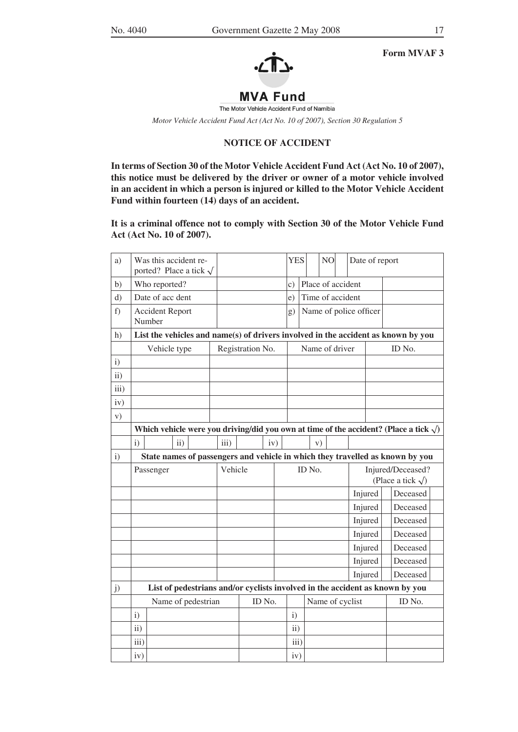**Form MVAF 3**

**MVA Fund**

The Motor Vehicle Accident Fund of Namibia

*Motor Vehicle Accident Fund Act (Act No. 10 of 2007), Section 30 Regulation 5*

## NOTICE OF ACCIDENT

**In terms of Section 30 of the Motor Vehicle Accident Fund Act (Act No. 10 of 2007), this notice must be delivered by the driver or owner of a motor vehicle involved in an accident in which a person is injured or killed to the Motor Vehicle Accident Fund within fourteen (14) days of an accident.**

**It is a criminal offence not to comply with Section 30 of the Motor Vehicle Fund Act (Act No. 10 of 2007).**

| | | | | |
|---|---|---|---|---|
| a) | Was this accident reported? Place a tick √ | | YES &nbsp;&nbsp; NO | Date of report |
| b) | Who reported? | | c) Place of accident | |
| d) | Date of acc dent | | e) Time of accident | |
| f) | Accident Report Number | | g) Name of police officer | |

| h) | **List the vehicles and name(s) of drivers involved in the accident as known by you** | | | |
|---|---|---|---|---|
| | Vehicle type | Registration No. | Name of driver | ID No. |
| i) | | | | |
| ii) | | | | |
| iii) | | | | |
| iv) | | | | |
| v) | | | | |

**Which vehicle were you driving/did you own at time of the accident? (Place a tick √)**

| i) | | ii) | | iii) | | iv) | | v) | |
|---|---|---|---|---|---|---|---|---|---|

| i) | **State names of passengers and vehicle in which they travelled as known by you** | | | | | | |
|---|---|---|---|---|---|---|---|
| | Passenger | Vehicle | ID No. | Injured/Deceased? (Place a tick √) | | | |
| | | | | Injured | | Deceased | |
| | | | | Injured | | Deceased | |
| | | | | Injured | | Deceased | |
| | | | | Injured | | Deceased | |
| | | | | Injured | | Deceased | |
| | | | | Injured | | Deceased | |
| | | | | Injured | | Deceased | |

| j) | **List of pedestrians and/or cyclists involved in the accident as known by you** | | | | | |
|---|---|---|---|---|---|---|
| | | Name of pedestrian | ID No. | | Name of cyclist | ID No. |
| | i) | | | i) | | |
| | ii) | | | ii) | | |
| | iii) | | | iii) | | |
| | iv) | | | iv) | | |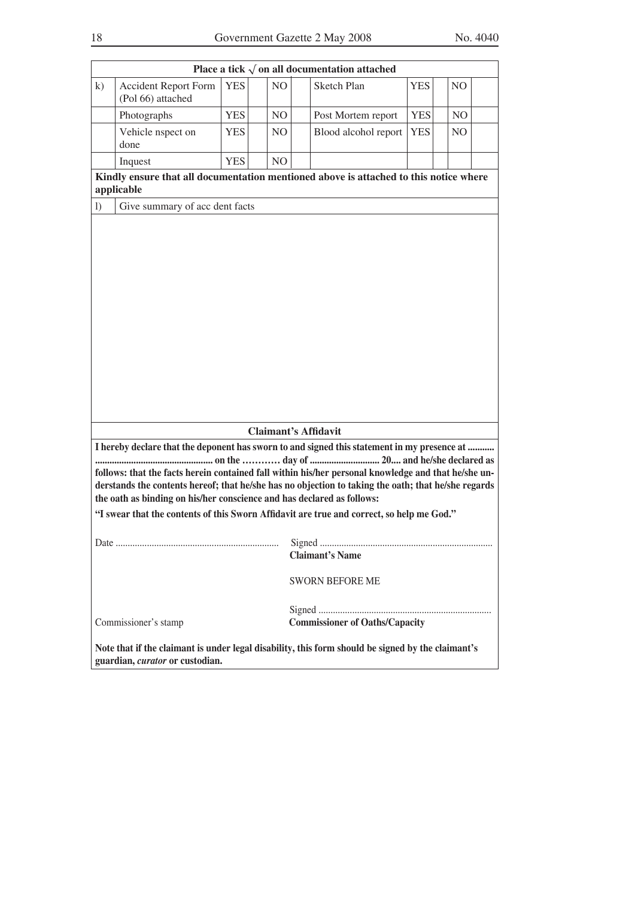| Place a tick √ on all documentation attached | | | | | | | | | | |
|---|---|---|---|---|---|---|---|---|---|---|
| k) | Accident Report Form (Pol 66) attached | YES | | NO | | Sketch Plan | YES | | NO | |
| | Photographs | YES | | NO | | Post Mortem report | YES | | NO | |
| | Vehicle nspect on done | YES | | NO | | Blood alcohol report | YES | | NO | |
| | Inquest | YES | | NO | | | | | | |

**Kindly ensure that all documentation mentioned above is attached to this notice where applicable**

| l) | Give summary of acc dent facts |
|---|---|
| | |

## Claimant's Affidavit

**I hereby declare that the deponent has sworn to and signed this statement in my presence at ........... ................................................ on the ………… day of ............................ 20.... and he/she declared as follows: that the facts herein contained fall within his/her personal knowledge and that he/she understands the contents hereof; that he/she has no objection to taking the oath; that he/she regards the oath as binding on his/her conscience and has declared as follows:**

**"I swear that the contents of this Sworn Affidavit are true and correct, so help me God."**

Date ....................................................................

Signed .......................................................................
**Claimant's Name**

SWORN BEFORE ME

Signed .......................................................................

Commissioner's stamp

**Commissioner of Oaths/Capacity**

**Note that if the claimant is under legal disability, this form should be signed by the claimant's guardian, *curator* or custodian.**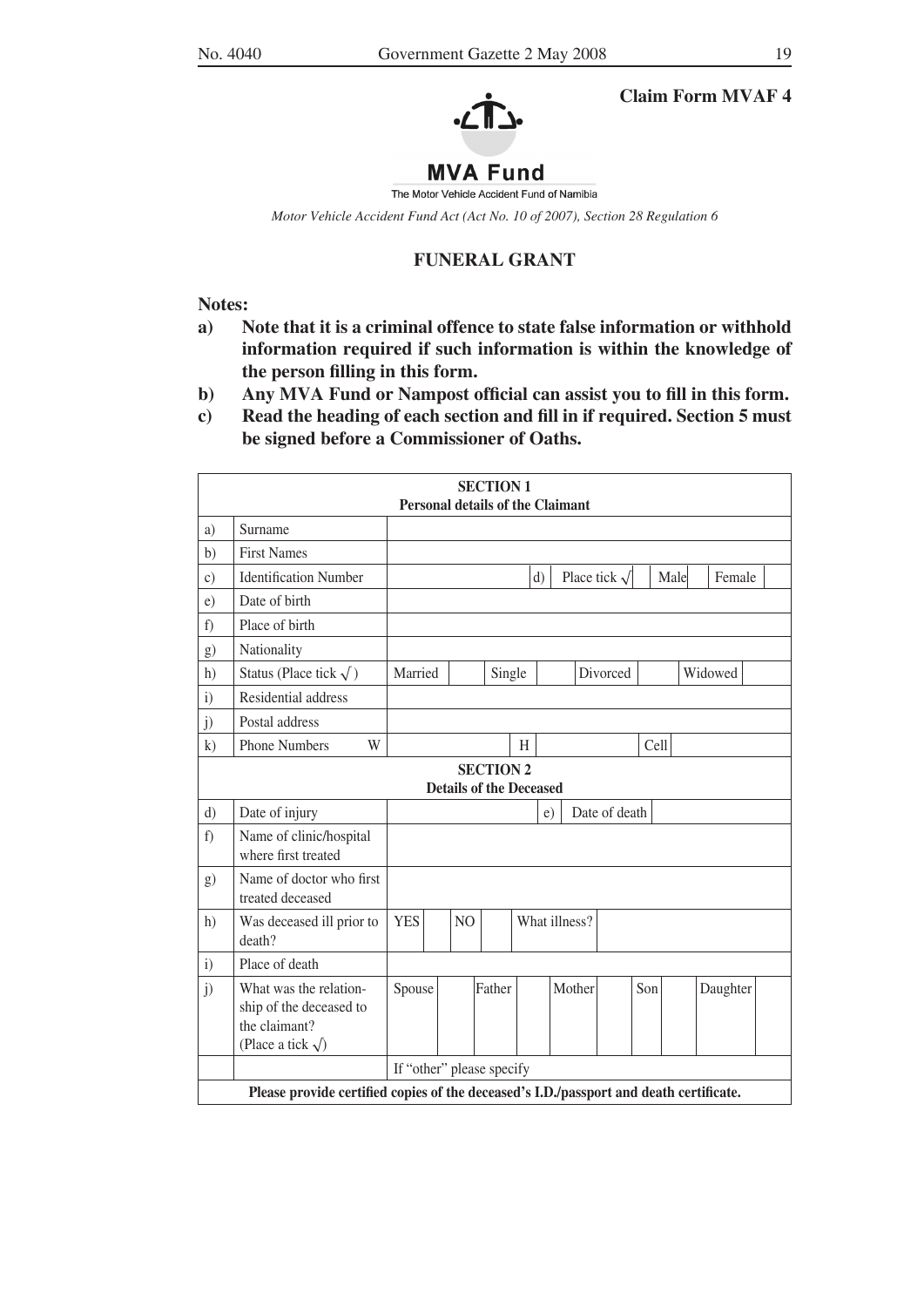**Claim Form MVAF 4**

**MVA Fund**

The Motor Vehicle Accident Fund of Namibia

*Motor Vehicle Accident Fund Act (Act No. 10 of 2007), Section 28 Regulation 6*

## FUNERAL GRANT

**Notes:**

- **a) Note that it is a criminal offence to state false information or withhold information required if such information is within the knowledge of the person filling in this form.**
- **b) Any MVA Fund or Nampost official can assist you to fill in this form.**
- **c) Read the heading of each section and fill in if required. Section 5 must be signed before a Commissioner of Oaths.**

| **SECTION 1 Personal details of the Claimant** | | | | | | | | | | | | | | | |
|---|---|---|---|---|---|---|---|---|---|---|---|---|---|---|---|
| a) | Surname | | | | | | | | | | | | | | |
| b) | First Names | | | | | | | | | | | | | | |
| c) | Identification Number | | | | | d) | Place tick √ | | | Male | | Female | | | |
| e) | Date of birth | | | | | | | | | | | | | | |
| f) | Place of birth | | | | | | | | | | | | | | |
| g) | Nationality | | | | | | | | | | | | | | |
| h) | Status (Place tick √) | Married | | Single | | | Divorced | | | Widowed | | | | | |
| i) | Residential address | | | | | | | | | | | | | | |
| j) | Postal address | | | | | | | | | | | | | | |
| k) | Phone Numbers W | | | | H | | | | Cell | | | | | | |
| **SECTION 2 Details of the Deceased** | | | | | | | | | | | | | | | |
| d) | Date of injury | | | | | e) | Date of death | | | | | | | | |
| f) | Name of clinic/hospital where first treated | | | | | | | | | | | | | | |
| g) | Name of doctor who first treated deceased | | | | | | | | | | | | | | |
| h) | Was deceased ill prior to death? | YES | | NO | | What illness? | | | | | | | | | |
| i) | Place of death | | | | | | | | | | | | | | |
| j) | What was the relationship of the deceased to the claimant? (Place a tick √) | Spouse | | Father | | Mother | | Son | | Daughter | | | | | |
| | | If "other" please specify | | | | | | | | | | | | | |
| **Please provide certified copies of the deceased's I.D./passport and death certificate.** | | | | | | | | | | | | | | | |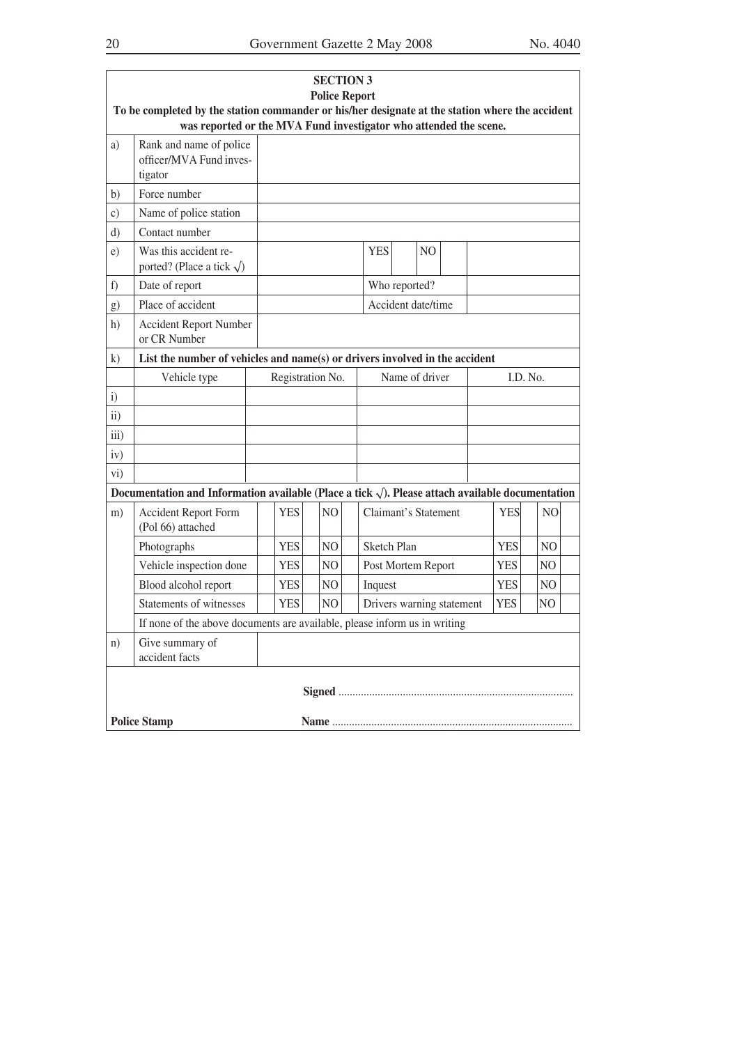## SECTION 3

### Police Report

**To be completed by the station commander or his/her designate at the station where the accident was reported or the MVA Fund investigator who attended the scene.**

| | | | | |
|---|---|---|---|---|
| a) | Rank and name of police officer/MVA Fund investigator | | | |
| b) | Force number | | | |
| c) | Name of police station | | | |
| d) | Contact number | | | |
| e) | Was this accident reported? (Place a tick √) | | YES ☐ NO ☐ | |
| f) | Date of report | | Who reported? | |
| g) | Place of accident | | Accident date/time | |
| h) | Accident Report Number or CR Number | | | |

**k) List the number of vehicles and name(s) or drivers involved in the accident**

| | Vehicle type | Registration No. | Name of driver | I.D. No. |
|---|---|---|---|---|
| i) | | | | |
| ii) | | | | |
| iii) | | | | |
| iv) | | | | |
| vi) | | | | |

**Documentation and Information available (Place a tick √). Please attach available documentation**

| | | YES | NO | | YES | NO |
|---|---|---|---|---|---|---|
| m) | Accident Report Form (Pol 66) attached | ☐ | ☐ | Claimant's Statement | ☐ | ☐ |
| | Photographs | ☐ | ☐ | Sketch Plan | ☐ | ☐ |
| | Vehicle inspection done | ☐ | ☐ | Post Mortem Report | ☐ | ☐ |
| | Blood alcohol report | ☐ | ☐ | Inquest | ☐ | ☐ |
| | Statements of witnesses | ☐ | ☐ | Drivers warning statement | ☐ | ☐ |

If none of the above documents are available, please inform us in writing

| | | |
|---|---|---|
| n) | Give summary of accident facts | |

**Signed** ..................................................................................

**Police Stamp** **Name** ..................................................................................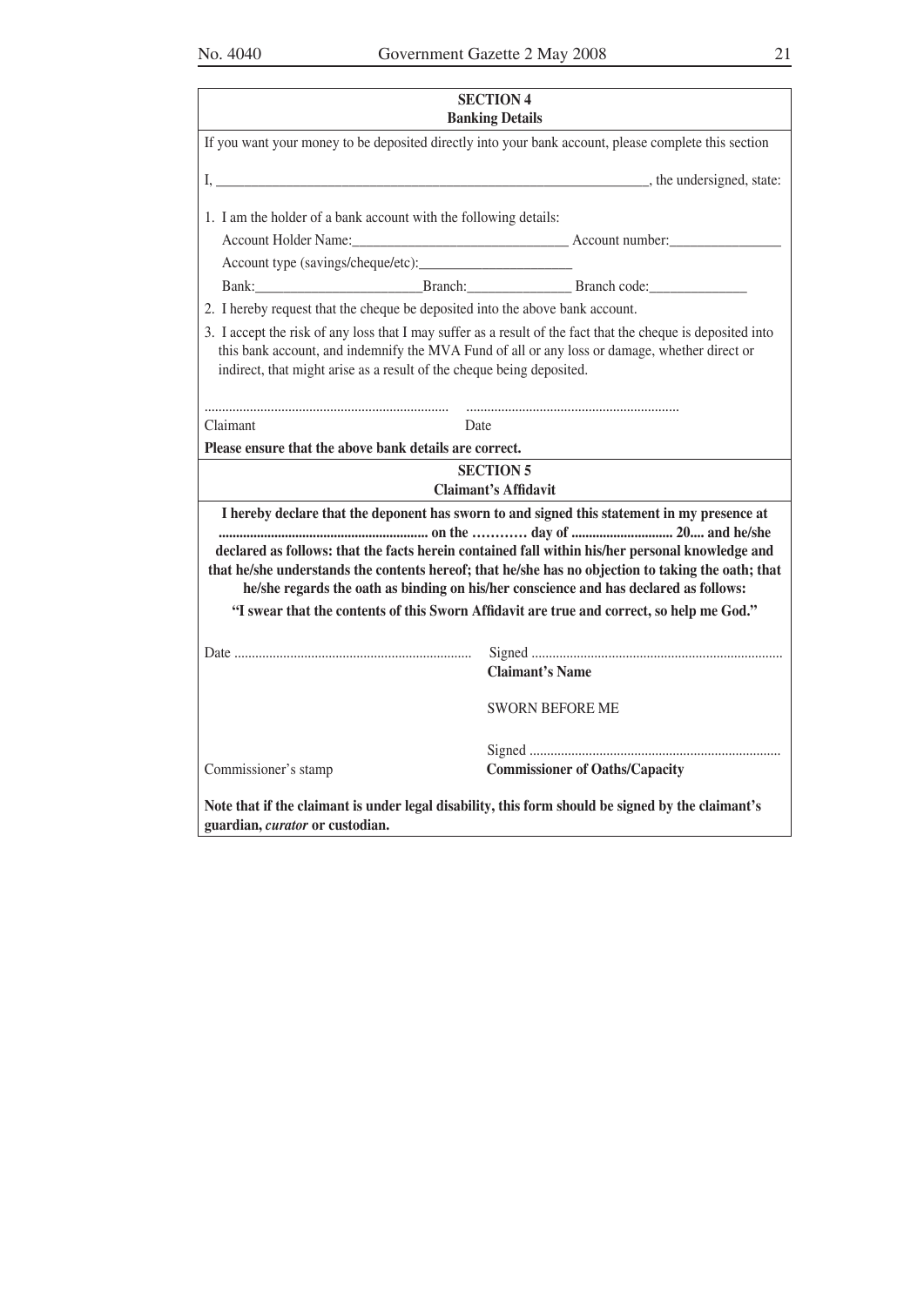## SECTION 4
### Banking Details

If you want your money to be deposited directly into your bank account, please complete this section

I, ______________________________________________________________, the undersigned, state:

1. I am the holder of a bank account with the following details:

   Account Holder Name:______________________________ Account number:_______________

   Account type (savings/cheque/etc):_____________________

   Bank:_______________________Branch:______________ Branch code:_____________

2. I hereby request that the cheque be deposited into the above bank account.
3. I accept the risk of any loss that I may suffer as a result of the fact that the cheque is deposited into this bank account, and indemnify the MVA Fund of all or any loss or damage, whether direct or indirect, that might arise as a result of the cheque being deposited.

.................................................................... ............................................................

Claimant Date

**Please ensure that the above bank details are correct.**

## SECTION 5
### Claimant's Affidavit

**I hereby declare that the deponent has sworn to and signed this statement in my presence at ............................................................ on the ………… day of ............................. 20.... and he/she declared as follows: that the facts herein contained fall within his/her personal knowledge and that he/she understands the contents hereof; that he/she has no objection to taking the oath; that he/she regards the oath as binding on his/her conscience and has declared as follows:**

**"I swear that the contents of this Sworn Affidavit are true and correct, so help me God."**

Date ................................................................... Signed .......................................................................

**Claimant's Name**

SWORN BEFORE ME

Signed .......................................................................

Commissioner's stamp **Commissioner of Oaths/Capacity**

**Note that if the claimant is under legal disability, this form should be signed by the claimant's guardian, *curator* or custodian.**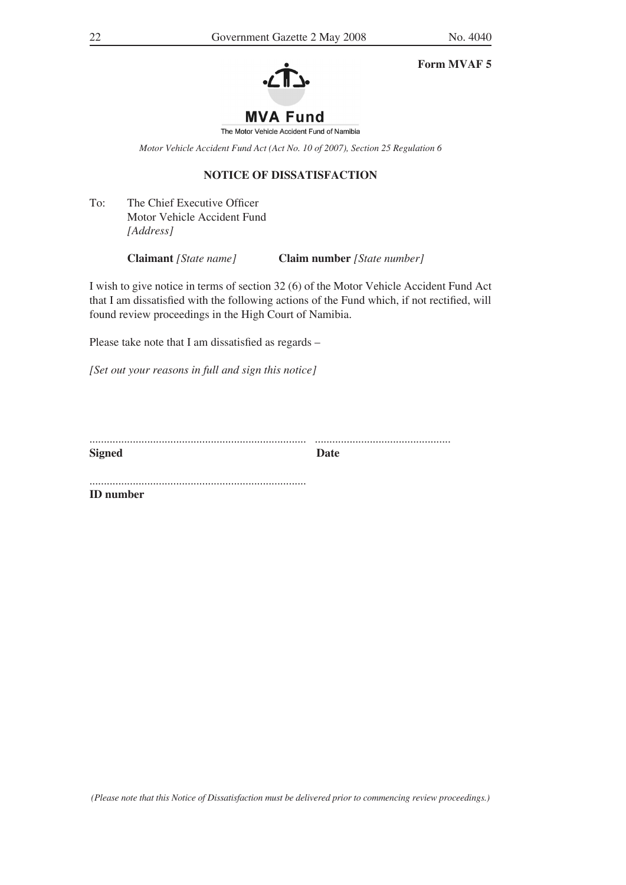**Form MVAF 5**

**MVA Fund**

The Motor Vehicle Accident Fund of Namibia

*Motor Vehicle Accident Fund Act (Act No. 10 of 2007), Section 25 Regulation 6*

## NOTICE OF DISSATISFACTION

To: The Chief Executive Officer
Motor Vehicle Accident Fund
*[Address]*

**Claimant** *[State name]* **Claim number** *[State number]*

I wish to give notice in terms of section 32 (6) of the Motor Vehicle Accident Fund Act that I am dissatisfied with the following actions of the Fund which, if not rectified, will found review proceedings in the High Court of Namibia.

Please take note that I am dissatisfied as regards –

*[Set out your reasons in full and sign this notice]*

.......................................................................... ..............................................
**Signed** **Date**

..........................................................................
**ID number**

*(Please note that this Notice of Dissatisfaction must be delivered prior to commencing review proceedings.)*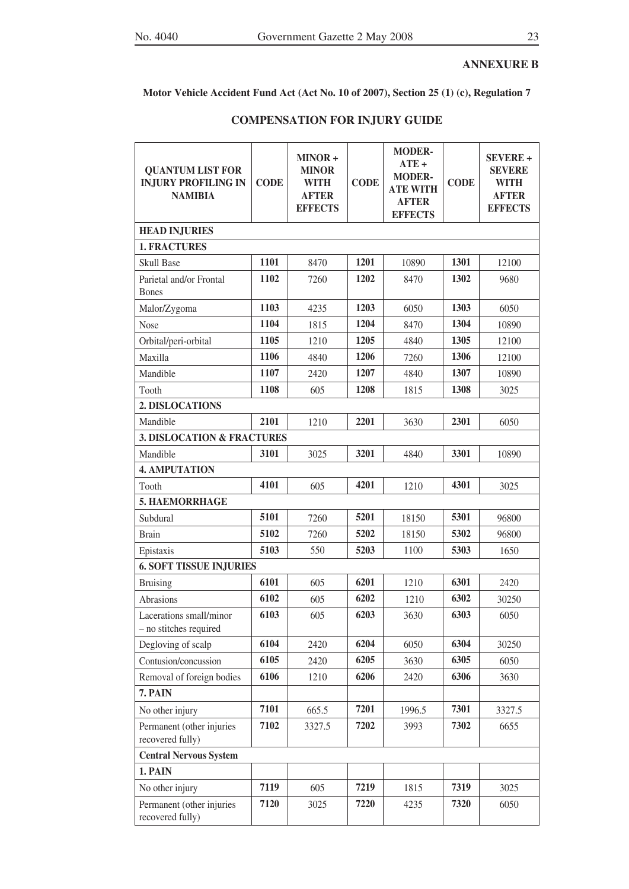**ANNEXURE B**

**Motor Vehicle Accident Fund Act (Act No. 10 of 2007), Section 25 (1) (c), Regulation 7**

## COMPENSATION FOR INJURY GUIDE

| QUANTUM LIST FOR INJURY PROFILING IN NAMIBIA | CODE | MINOR + MINOR WITH AFTER EFFECTS | CODE | MODERATE + MODERATE WITH AFTER EFFECTS | CODE | SEVERE + SEVERE WITH AFTER EFFECTS |
|---|---|---|---|---|---|---|
| **HEAD INJURIES** | | | | | | |
| **1. FRACTURES** | | | | | | |
| Skull Base | **1101** | 8470 | **1201** | 10890 | **1301** | 12100 |
| Parietal and/or Frontal Bones | **1102** | 7260 | **1202** | 8470 | **1302** | 9680 |
| Malor/Zygoma | **1103** | 4235 | **1203** | 6050 | **1303** | 6050 |
| Nose | **1104** | 1815 | **1204** | 8470 | **1304** | 10890 |
| Orbital/peri-orbital | **1105** | 1210 | **1205** | 4840 | **1305** | 12100 |
| Maxilla | **1106** | 4840 | **1206** | 7260 | **1306** | 12100 |
| Mandible | **1107** | 2420 | **1207** | 4840 | **1307** | 10890 |
| Tooth | **1108** | 605 | **1208** | 1815 | **1308** | 3025 |
| **2. DISLOCATIONS** | | | | | | |
| Mandible | **2101** | 1210 | **2201** | 3630 | **2301** | 6050 |
| **3. DISLOCATION & FRACTURES** | | | | | | |
| Mandible | **3101** | 3025 | **3201** | 4840 | **3301** | 10890 |
| **4. AMPUTATION** | | | | | | |
| Tooth | **4101** | 605 | **4201** | 1210 | **4301** | 3025 |
| **5. HAEMORRHAGE** | | | | | | |
| Subdural | **5101** | 7260 | **5201** | 18150 | **5301** | 96800 |
| Brain | **5102** | 7260 | **5202** | 18150 | **5302** | 96800 |
| Epistaxis | **5103** | 550 | **5203** | 1100 | **5303** | 1650 |
| **6. SOFT TISSUE INJURIES** | | | | | | |
| Bruising | **6101** | 605 | **6201** | 1210 | **6301** | 2420 |
| Abrasions | **6102** | 605 | **6202** | 1210 | **6302** | 30250 |
| Lacerations small/minor – no stitches required | **6103** | 605 | **6203** | 3630 | **6303** | 6050 |
| Degloving of scalp | **6104** | 2420 | **6204** | 6050 | **6304** | 30250 |
| Contusion/concussion | **6105** | 2420 | **6205** | 3630 | **6305** | 6050 |
| Removal of foreign bodies | **6106** | 1210 | **6206** | 2420 | **6306** | 3630 |
| **7. PAIN** | | | | | | |
| No other injury | **7101** | 665.5 | **7201** | 1996.5 | **7301** | 3327.5 |
| Permanent (other injuries recovered fully) | **7102** | 3327.5 | **7202** | 3993 | **7302** | 6655 |
| **Central Nervous System** | | | | | | |
| **1. PAIN** | | | | | | |
| No other injury | **7119** | 605 | **7219** | 1815 | **7319** | 3025 |
| Permanent (other injuries recovered fully) | **7120** | 3025 | **7220** | 4235 | **7320** | 6050 |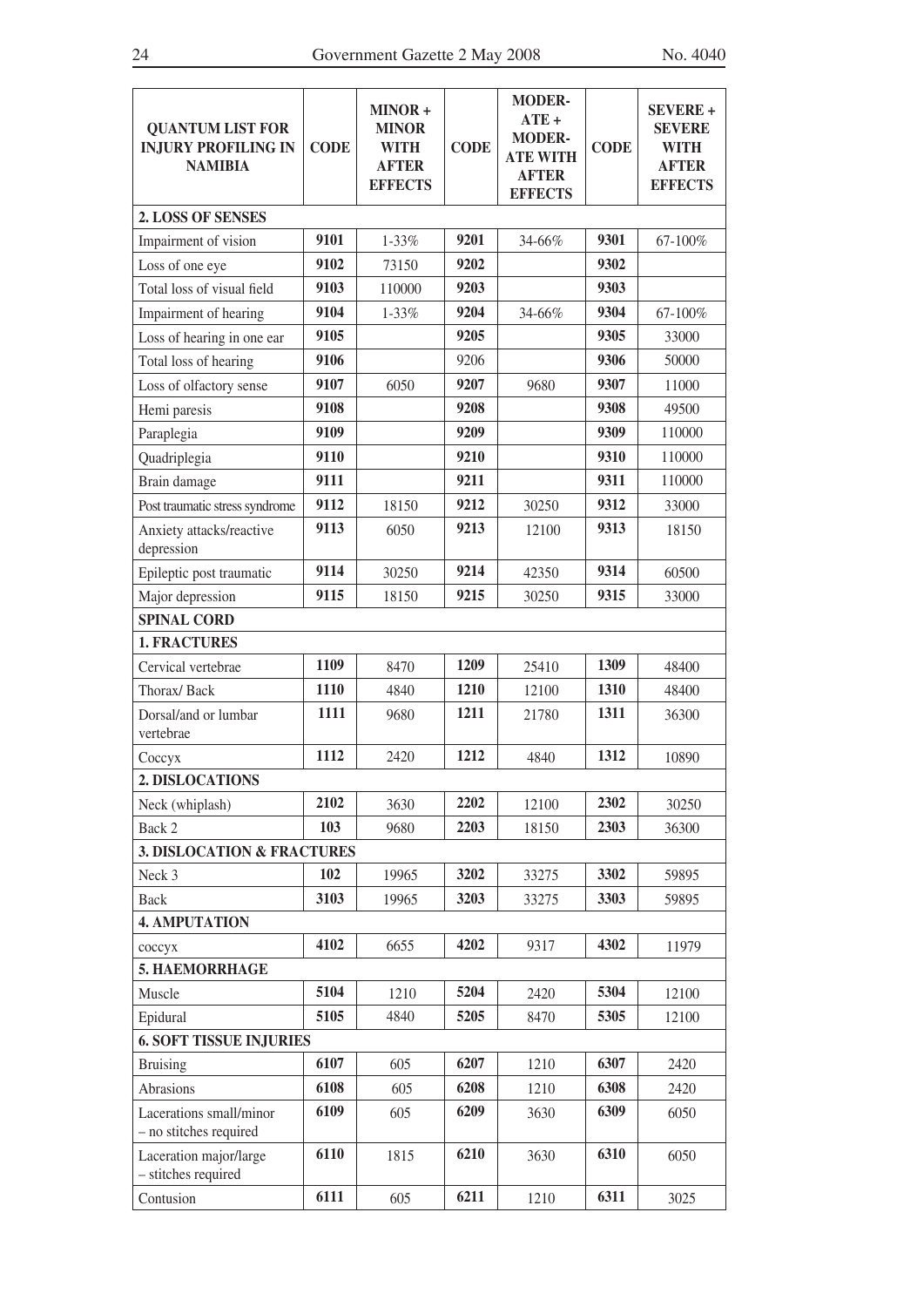| QUANTUM LIST FOR INJURY PROFILING IN NAMIBIA | CODE | MINOR + MINOR WITH AFTER EFFECTS | CODE | MODER-ATE + MODER-ATE WITH AFTER EFFECTS | CODE | SEVERE + SEVERE WITH AFTER EFFECTS |
|---|---|---|---|---|---|---|
| **2. LOSS OF SENSES** | | | | | | |
| Impairment of vision | **9101** | 1-33% | **9201** | 34-66% | **9301** | 67-100% |
| Loss of one eye | **9102** | 73150 | **9202** | | **9302** | |
| Total loss of visual field | **9103** | 110000 | **9203** | | **9303** | |
| Impairment of hearing | **9104** | 1-33% | **9204** | 34-66% | **9304** | 67-100% |
| Loss of hearing in one ear | **9105** | | **9205** | | **9305** | 33000 |
| Total loss of hearing | **9106** | | 9206 | | **9306** | 50000 |
| Loss of olfactory sense | **9107** | 6050 | **9207** | 9680 | **9307** | 11000 |
| Hemi paresis | **9108** | | **9208** | | **9308** | 49500 |
| Paraplegia | **9109** | | **9209** | | **9309** | 110000 |
| Quadriplegia | **9110** | | **9210** | | **9310** | 110000 |
| Brain damage | **9111** | | **9211** | | **9311** | 110000 |
| Post traumatic stress syndrome | **9112** | 18150 | **9212** | 30250 | **9312** | 33000 |
| Anxiety attacks/reactive depression | **9113** | 6050 | **9213** | 12100 | **9313** | 18150 |
| Epileptic post traumatic | **9114** | 30250 | **9214** | 42350 | **9314** | 60500 |
| Major depression | **9115** | 18150 | **9215** | 30250 | **9315** | 33000 |
| **SPINAL CORD** | | | | | | |
| **1. FRACTURES** | | | | | | |
| Cervical vertebrae | **1109** | 8470 | **1209** | 25410 | **1309** | 48400 |
| Thorax/ Back | **1110** | 4840 | **1210** | 12100 | **1310** | 48400 |
| Dorsal/and or lumbar vertebrae | **1111** | 9680 | **1211** | 21780 | **1311** | 36300 |
| Coccyx | **1112** | 2420 | **1212** | 4840 | **1312** | 10890 |
| **2. DISLOCATIONS** | | | | | | |
| Neck (whiplash) | **2102** | 3630 | **2202** | 12100 | **2302** | 30250 |
| Back 2 | **103** | 9680 | **2203** | 18150 | **2303** | 36300 |
| **3. DISLOCATION & FRACTURES** | | | | | | |
| Neck 3 | **102** | 19965 | **3202** | 33275 | **3302** | 59895 |
| Back | **3103** | 19965 | **3203** | 33275 | **3303** | 59895 |
| **4. AMPUTATION** | | | | | | |
| coccyx | **4102** | 6655 | **4202** | 9317 | **4302** | 11979 |
| **5. HAEMORRHAGE** | | | | | | |
| Muscle | **5104** | 1210 | **5204** | 2420 | **5304** | 12100 |
| Epidural | **5105** | 4840 | **5205** | 8470 | **5305** | 12100 |
| **6. SOFT TISSUE INJURIES** | | | | | | |
| Bruising | **6107** | 605 | **6207** | 1210 | **6307** | 2420 |
| Abrasions | **6108** | 605 | **6208** | 1210 | **6308** | 2420 |
| Lacerations small/minor – no stitches required | **6109** | 605 | **6209** | 3630 | **6309** | 6050 |
| Laceration major/large – stitches required | **6110** | 1815 | **6210** | 3630 | **6310** | 6050 |
| Contusion | **6111** | 605 | **6211** | 1210 | **6311** | 3025 |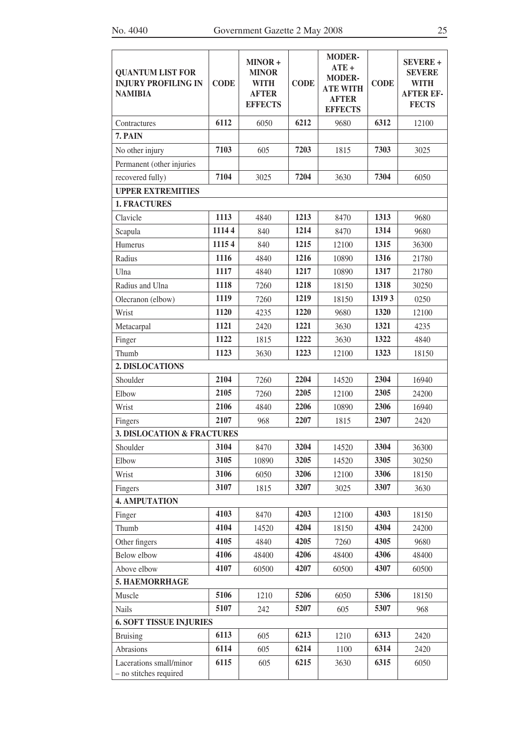| QUANTUM LIST FOR INJURY PROFILING IN NAMIBIA | CODE | MINOR + MINOR WITH AFTER EFFECTS | CODE | MODERATE + MODERATE WITH AFTER EFFECTS | CODE | SEVERE + SEVERE WITH AFTER EFFECTS |
|---|---|---|---|---|---|---|
| Contractures | **6112** | 6050 | **6212** | 9680 | **6312** | 12100 |
| **7. PAIN** | | | | | | |
| No other injury | **7103** | 605 | **7203** | 1815 | **7303** | 3025 |
| Permanent (other injuries | | | | | | |
| recovered fully) | **7104** | 3025 | **7204** | 3630 | **7304** | 6050 |
| **UPPER EXTREMITIES** | | | | | | |
| **1. FRACTURES** | | | | | | |
| Clavicle | **1113** | 4840 | **1213** | 8470 | **1313** | 9680 |
| Scapula | **1114 4** | 840 | **1214** | 8470 | **1314** | 9680 |
| Humerus | **1115 4** | 840 | **1215** | 12100 | **1315** | 36300 |
| Radius | **1116** | 4840 | **1216** | 10890 | **1316** | 21780 |
| Ulna | **1117** | 4840 | **1217** | 10890 | **1317** | 21780 |
| Radius and Ulna | **1118** | 7260 | **1218** | 18150 | **1318** | 30250 |
| Olecranon (elbow) | **1119** | 7260 | **1219** | 18150 | **1319 3** | 0250 |
| Wrist | **1120** | 4235 | **1220** | 9680 | **1320** | 12100 |
| Metacarpal | **1121** | 2420 | **1221** | 3630 | **1321** | 4235 |
| Finger | **1122** | 1815 | **1222** | 3630 | **1322** | 4840 |
| Thumb | **1123** | 3630 | **1223** | 12100 | **1323** | 18150 |
| **2. DISLOCATIONS** | | | | | | |
| Shoulder | **2104** | 7260 | **2204** | 14520 | **2304** | 16940 |
| Elbow | **2105** | 7260 | **2205** | 12100 | **2305** | 24200 |
| Wrist | **2106** | 4840 | **2206** | 10890 | **2306** | 16940 |
| Fingers | **2107** | 968 | **2207** | 1815 | **2307** | 2420 |
| **3. DISLOCATION & FRACTURES** | | | | | | |
| Shoulder | **3104** | 8470 | **3204** | 14520 | **3304** | 36300 |
| Elbow | **3105** | 10890 | **3205** | 14520 | **3305** | 30250 |
| Wrist | **3106** | 6050 | **3206** | 12100 | **3306** | 18150 |
| Fingers | **3107** | 1815 | **3207** | 3025 | **3307** | 3630 |
| **4. AMPUTATION** | | | | | | |
| Finger | **4103** | 8470 | **4203** | 12100 | **4303** | 18150 |
| Thumb | **4104** | 14520 | **4204** | 18150 | **4304** | 24200 |
| Other fingers | **4105** | 4840 | **4205** | 7260 | **4305** | 9680 |
| Below elbow | **4106** | 48400 | **4206** | 48400 | **4306** | 48400 |
| Above elbow | **4107** | 60500 | **4207** | 60500 | **4307** | 60500 |
| **5. HAEMORRHAGE** | | | | | | |
| Muscle | **5106** | 1210 | **5206** | 6050 | **5306** | 18150 |
| Nails | **5107** | 242 | **5207** | 605 | **5307** | 968 |
| **6. SOFT TISSUE INJURIES** | | | | | | |
| Bruising | **6113** | 605 | **6213** | 1210 | **6313** | 2420 |
| Abrasions | **6114** | 605 | **6214** | 1100 | **6314** | 2420 |
| Lacerations small/minor – no stitches required | **6115** | 605 | **6215** | 3630 | **6315** | 6050 |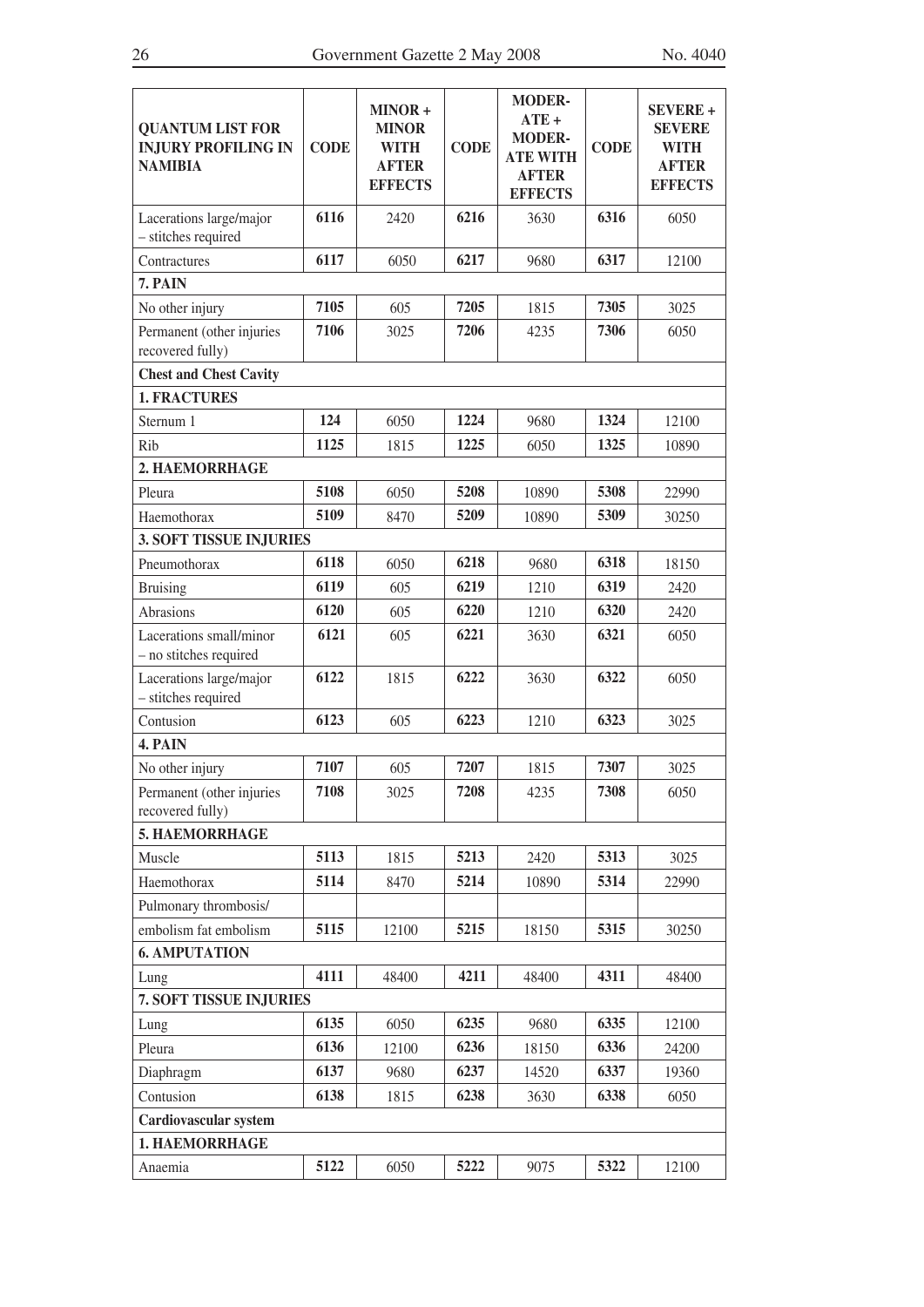| QUANTUM LIST FOR INJURY PROFILING IN NAMIBIA | CODE | MINOR + MINOR WITH AFTER EFFECTS | CODE | MODERATE + MODERATE WITH AFTER EFFECTS | CODE | SEVERE + SEVERE WITH AFTER EFFECTS |
|---|---|---|---|---|---|---|
| Lacerations large/major – stitches required | **6116** | 2420 | **6216** | 3630 | **6316** | 6050 |
| Contractures | **6117** | 6050 | **6217** | 9680 | **6317** | 12100 |
| **7. PAIN** | | | | | | |
| No other injury | **7105** | 605 | **7205** | 1815 | **7305** | 3025 |
| Permanent (other injuries recovered fully) | **7106** | 3025 | **7206** | 4235 | **7306** | 6050 |
| **Chest and Chest Cavity** | | | | | | |
| **1. FRACTURES** | | | | | | |
| Sternum 1 | **124** | 6050 | **1224** | 9680 | **1324** | 12100 |
| Rib | **1125** | 1815 | **1225** | 6050 | **1325** | 10890 |
| **2. HAEMORRHAGE** | | | | | | |
| Pleura | **5108** | 6050 | **5208** | 10890 | **5308** | 22990 |
| Haemothorax | **5109** | 8470 | **5209** | 10890 | **5309** | 30250 |
| **3. SOFT TISSUE INJURIES** | | | | | | |
| Pneumothorax | **6118** | 6050 | **6218** | 9680 | **6318** | 18150 |
| Bruising | **6119** | 605 | **6219** | 1210 | **6319** | 2420 |
| Abrasions | **6120** | 605 | **6220** | 1210 | **6320** | 2420 |
| Lacerations small/minor – no stitches required | **6121** | 605 | **6221** | 3630 | **6321** | 6050 |
| Lacerations large/major – stitches required | **6122** | 1815 | **6222** | 3630 | **6322** | 6050 |
| Contusion | **6123** | 605 | **6223** | 1210 | **6323** | 3025 |
| **4. PAIN** | | | | | | |
| No other injury | **7107** | 605 | **7207** | 1815 | **7307** | 3025 |
| Permanent (other injuries recovered fully) | **7108** | 3025 | **7208** | 4235 | **7308** | 6050 |
| **5. HAEMORRHAGE** | | | | | | |
| Muscle | **5113** | 1815 | **5213** | 2420 | **5313** | 3025 |
| Haemothorax | **5114** | 8470 | **5214** | 10890 | **5314** | 22990 |
| Pulmonary thrombosis/ | | | | | | |
| embolism fat embolism | **5115** | 12100 | **5215** | 18150 | **5315** | 30250 |
| **6. AMPUTATION** | | | | | | |
| Lung | **4111** | 48400 | **4211** | 48400 | **4311** | 48400 |
| **7. SOFT TISSUE INJURIES** | | | | | | |
| Lung | **6135** | 6050 | **6235** | 9680 | **6335** | 12100 |
| Pleura | **6136** | 12100 | **6236** | 18150 | **6336** | 24200 |
| Diaphragm | **6137** | 9680 | **6237** | 14520 | **6337** | 19360 |
| Contusion | **6138** | 1815 | **6238** | 3630 | **6338** | 6050 |
| **Cardiovascular system** | | | | | | |
| **1. HAEMORRHAGE** | | | | | | |
| Anaemia | **5122** | 6050 | **5222** | 9075 | **5322** | 12100 |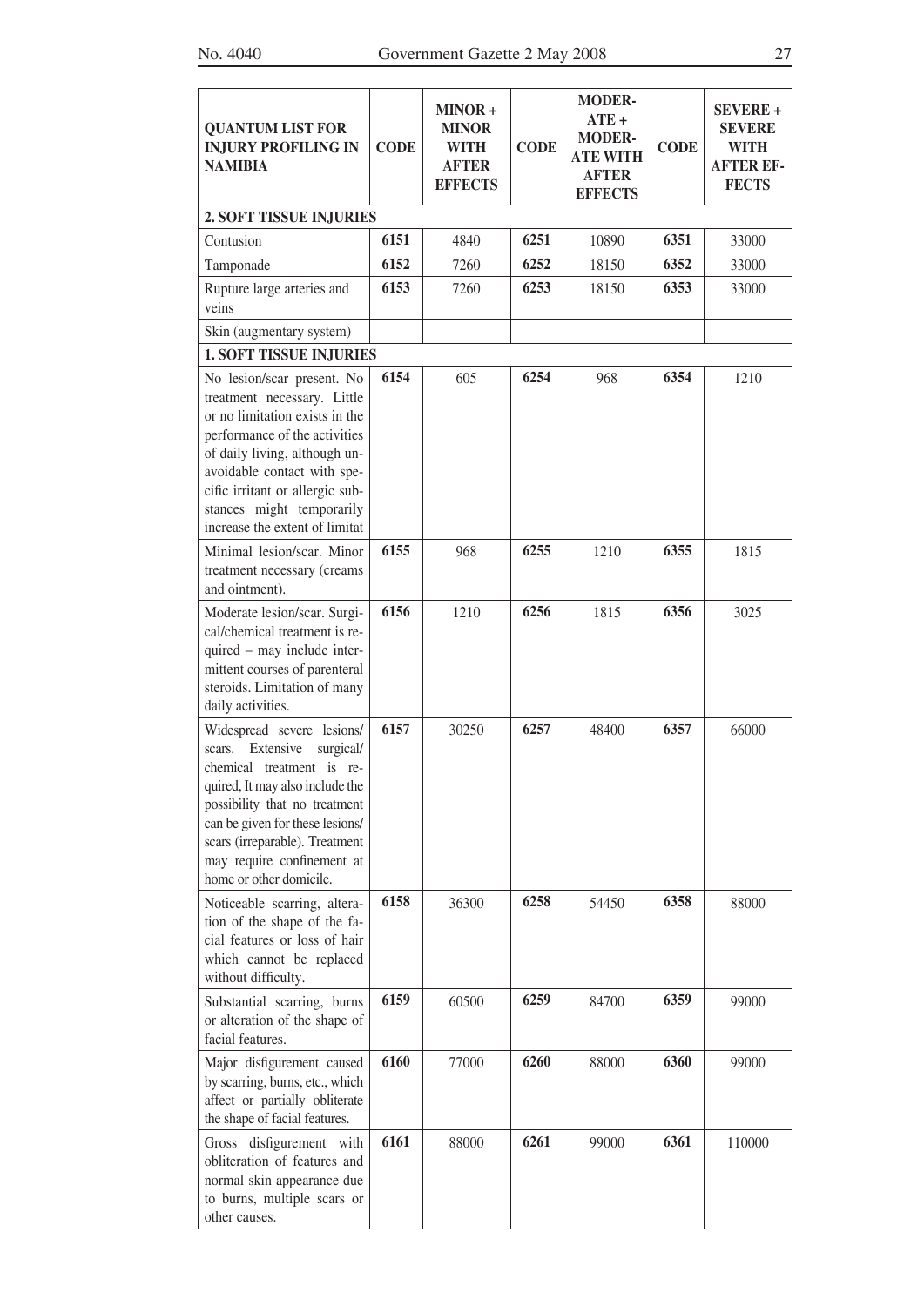| QUANTUM LIST FOR INJURY PROFILING IN NAMIBIA | CODE | MINOR + MINOR WITH AFTER EFFECTS | CODE | MODERATE + MODERATE WITH AFTER EFFECTS | CODE | SEVERE + SEVERE WITH AFTER EFFECTS |
|---|---|---|---|---|---|---|
| **2. SOFT TISSUE INJURIES** | | | | | | |
| Contusion | **6151** | 4840 | **6251** | 10890 | **6351** | 33000 |
| Tamponade | **6152** | 7260 | **6252** | 18150 | **6352** | 33000 |
| Rupture large arteries and veins | **6153** | 7260 | **6253** | 18150 | **6353** | 33000 |
| Skin (augmentary system) | | | | | | |
| **1. SOFT TISSUE INJURIES** | | | | | | |
| No lesion/scar present. No treatment necessary. Little or no limitation exists in the performance of the activities of daily living, although unavoidable contact with specific irritant or allergic substances might temporarily increase the extent of limitat | **6154** | 605 | **6254** | 968 | **6354** | 1210 |
| Minimal lesion/scar. Minor treatment necessary (creams and ointment). | **6155** | 968 | **6255** | 1210 | **6355** | 1815 |
| Moderate lesion/scar. Surgical/chemical treatment is required – may include intermittent courses of parenteral steroids. Limitation of many daily activities. | **6156** | 1210 | **6256** | 1815 | **6356** | 3025 |
| Widespread severe lesions/scars. Extensive surgical/chemical treatment is required, It may also include the possibility that no treatment can be given for these lesions/scars (irreparable). Treatment may require confinement at home or other domicile. | **6157** | 30250 | **6257** | 48400 | **6357** | 66000 |
| Noticeable scarring, alteration of the shape of the facial features or loss of hair which cannot be replaced without difficulty. | **6158** | 36300 | **6258** | 54450 | **6358** | 88000 |
| Substantial scarring, burns or alteration of the shape of facial features. | **6159** | 60500 | **6259** | 84700 | **6359** | 99000 |
| Major disfigurement caused by scarring, burns, etc., which affect or partially obliterate the shape of facial features. | **6160** | 77000 | **6260** | 88000 | **6360** | 99000 |
| Gross disfigurement with obliteration of features and normal skin appearance due to burns, multiple scars or other causes. | **6161** | 88000 | **6261** | 99000 | **6361** | 110000 |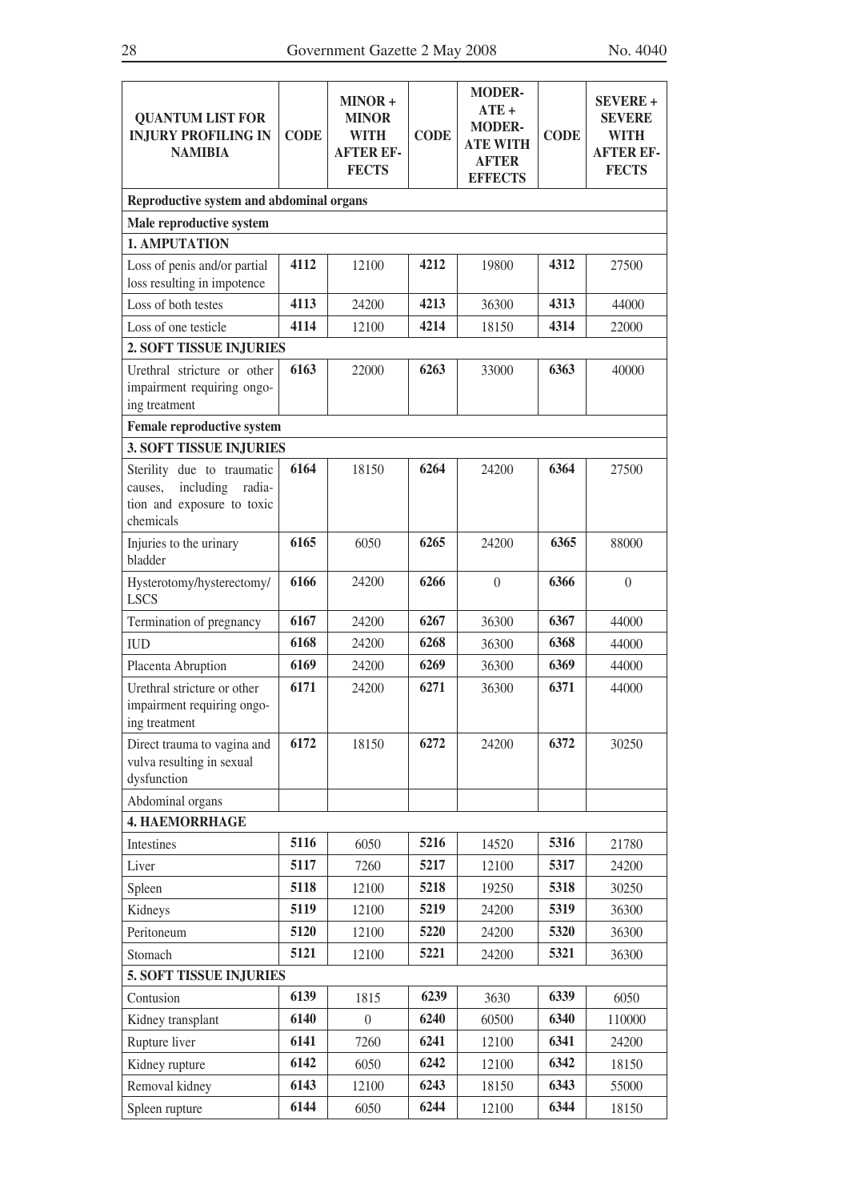| QUANTUM LIST FOR INJURY PROFILING IN NAMIBIA | CODE | MINOR + MINOR WITH AFTER EFFECTS | CODE | MODERATE + MODERATE WITH AFTER EFFECTS | CODE | SEVERE + SEVERE WITH AFTER EFFECTS |
|---|---|---|---|---|---|---|
| **Reproductive system and abdominal organs** | | | | | | |
| **Male reproductive system** | | | | | | |
| **1. AMPUTATION** | | | | | | |
| Loss of penis and/or partial loss resulting in impotence | **4112** | 12100 | **4212** | 19800 | **4312** | 27500 |
| Loss of both testes | **4113** | 24200 | **4213** | 36300 | **4313** | 44000 |
| Loss of one testicle | **4114** | 12100 | **4214** | 18150 | **4314** | 22000 |
| **2. SOFT TISSUE INJURIES** | | | | | | |
| Urethral stricture or other impairment requiring ongoing treatment | **6163** | 22000 | **6263** | 33000 | **6363** | 40000 |
| **Female reproductive system** | | | | | | |
| **3. SOFT TISSUE INJURIES** | | | | | | |
| Sterility due to traumatic causes, including radiation and exposure to toxic chemicals | **6164** | 18150 | **6264** | 24200 | **6364** | 27500 |
| Injuries to the urinary bladder | **6165** | 6050 | **6265** | 24200 | **6365** | 88000 |
| Hysterotomy/hysterectomy/ LSCS | **6166** | 24200 | **6266** | 0 | **6366** | 0 |
| Termination of pregnancy | **6167** | 24200 | **6267** | 36300 | **6367** | 44000 |
| IUD | **6168** | 24200 | **6268** | 36300 | **6368** | 44000 |
| Placenta Abruption | **6169** | 24200 | **6269** | 36300 | **6369** | 44000 |
| Urethral stricture or other impairment requiring ongoing treatment | **6171** | 24200 | **6271** | 36300 | **6371** | 44000 |
| Direct trauma to vagina and vulva resulting in sexual dysfunction | **6172** | 18150 | **6272** | 24200 | **6372** | 30250 |
| Abdominal organs | | | | | | |
| **4. HAEMORRHAGE** | | | | | | |
| Intestines | **5116** | 6050 | **5216** | 14520 | **5316** | 21780 |
| Liver | **5117** | 7260 | **5217** | 12100 | **5317** | 24200 |
| Spleen | **5118** | 12100 | **5218** | 19250 | **5318** | 30250 |
| Kidneys | **5119** | 12100 | **5219** | 24200 | **5319** | 36300 |
| Peritoneum | **5120** | 12100 | **5220** | 24200 | **5320** | 36300 |
| Stomach | **5121** | 12100 | **5221** | 24200 | **5321** | 36300 |
| **5. SOFT TISSUE INJURIES** | | | | | | |
| Contusion | **6139** | 1815 | **6239** | 3630 | **6339** | 6050 |
| Kidney transplant | **6140** | 0 | **6240** | 60500 | **6340** | 110000 |
| Rupture liver | **6141** | 7260 | **6241** | 12100 | **6341** | 24200 |
| Kidney rupture | **6142** | 6050 | **6242** | 12100 | **6342** | 18150 |
| Removal kidney | **6143** | 12100 | **6243** | 18150 | **6343** | 55000 |
| Spleen rupture | **6144** | 6050 | **6244** | 12100 | **6344** | 18150 |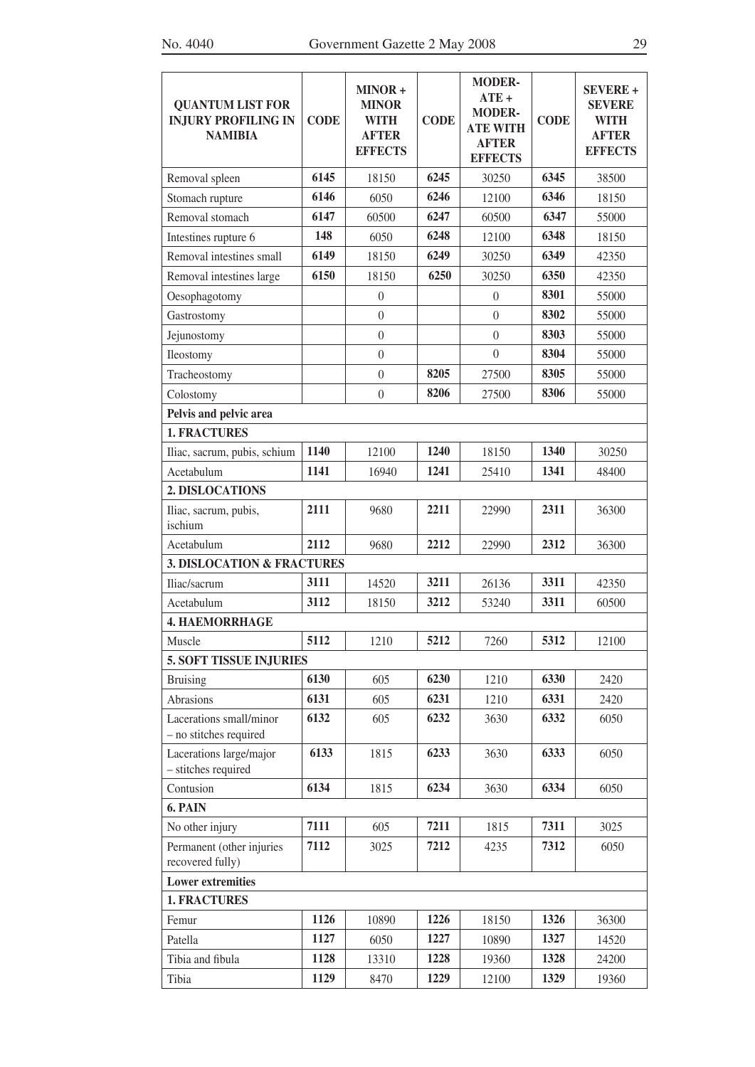| QUANTUM LIST FOR INJURY PROFILING IN NAMIBIA | CODE | MINOR + MINOR WITH AFTER EFFECTS | CODE | MODERATE + MODERATE WITH AFTER EFFECTS | CODE | SEVERE + SEVERE WITH AFTER EFFECTS |
|---|---|---|---|---|---|---|
| Removal spleen | 6145 | 18150 | 6245 | 30250 | 6345 | 38500 |
| Stomach rupture | 6146 | 6050 | 6246 | 12100 | 6346 | 18150 |
| Removal stomach | 6147 | 60500 | 6247 | 60500 | 6347 | 55000 |
| Intestines rupture 6 | 148 | 6050 | 6248 | 12100 | 6348 | 18150 |
| Removal intestines small | 6149 | 18150 | 6249 | 30250 | 6349 | 42350 |
| Removal intestines large | 6150 | 18150 | 6250 | 30250 | 6350 | 42350 |
| Oesophagotomy | | 0 | | 0 | 8301 | 55000 |
| Gastrostomy | | 0 | | 0 | 8302 | 55000 |
| Jejunostomy | | 0 | | 0 | 8303 | 55000 |
| Ileostomy | | 0 | | 0 | 8304 | 55000 |
| Tracheostomy | | 0 | 8205 | 27500 | 8305 | 55000 |
| Colostomy | | 0 | 8206 | 27500 | 8306 | 55000 |
| **Pelvis and pelvic area** | | | | | | |
| **1. FRACTURES** | | | | | | |
| Iliac, sacrum, pubis, schium | 1140 | 12100 | 1240 | 18150 | 1340 | 30250 |
| Acetabulum | 1141 | 16940 | 1241 | 25410 | 1341 | 48400 |
| **2. DISLOCATIONS** | | | | | | |
| Iliac, sacrum, pubis, ischium | 2111 | 9680 | 2211 | 22990 | 2311 | 36300 |
| Acetabulum | 2112 | 9680 | 2212 | 22990 | 2312 | 36300 |
| **3. DISLOCATION & FRACTURES** | | | | | | |
| Iliac/sacrum | 3111 | 14520 | 3211 | 26136 | 3311 | 42350 |
| Acetabulum | 3112 | 18150 | 3212 | 53240 | 3311 | 60500 |
| **4. HAEMORRHAGE** | | | | | | |
| Muscle | 5112 | 1210 | 5212 | 7260 | 5312 | 12100 |
| **5. SOFT TISSUE INJURIES** | | | | | | |
| Bruising | 6130 | 605 | 6230 | 1210 | 6330 | 2420 |
| Abrasions | 6131 | 605 | 6231 | 1210 | 6331 | 2420 |
| Lacerations small/minor – no stitches required | 6132 | 605 | 6232 | 3630 | 6332 | 6050 |
| Lacerations large/major – stitches required | 6133 | 1815 | 6233 | 3630 | 6333 | 6050 |
| Contusion | 6134 | 1815 | 6234 | 3630 | 6334 | 6050 |
| **6. PAIN** | | | | | | |
| No other injury | 7111 | 605 | 7211 | 1815 | 7311 | 3025 |
| Permanent (other injuries recovered fully) | 7112 | 3025 | 7212 | 4235 | 7312 | 6050 |
| **Lower extremities** | | | | | | |
| **1. FRACTURES** | | | | | | |
| Femur | 1126 | 10890 | 1226 | 18150 | 1326 | 36300 |
| Patella | 1127 | 6050 | 1227 | 10890 | 1327 | 14520 |
| Tibia and fibula | 1128 | 13310 | 1228 | 19360 | 1328 | 24200 |
| Tibia | 1129 | 8470 | 1229 | 12100 | 1329 | 19360 |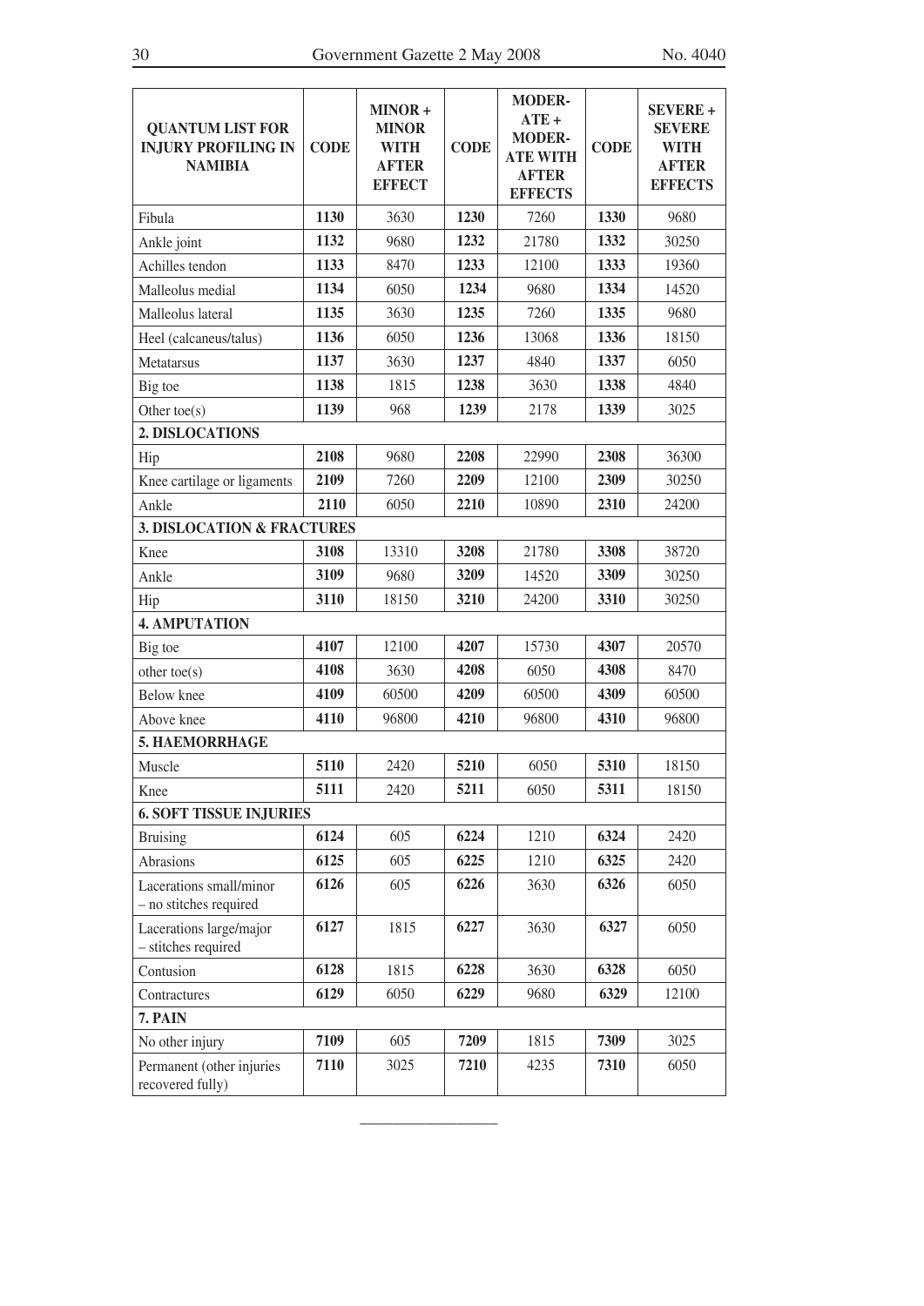| QUANTUM LIST FOR INJURY PROFILING IN NAMIBIA | CODE | MINOR + MINOR WITH AFTER EFFECT | CODE | MODER-ATE + MODER-ATE WITH AFTER EFFECTS | CODE | SEVERE + SEVERE WITH AFTER EFFECTS |
|---|---|---|---|---|---|---|
| Fibula | **1130** | 3630 | **1230** | 7260 | **1330** | 9680 |
| Ankle joint | **1132** | 9680 | **1232** | 21780 | **1332** | 30250 |
| Achilles tendon | **1133** | 8470 | **1233** | 12100 | **1333** | 19360 |
| Malleolus medial | **1134** | 6050 | **1234** | 9680 | **1334** | 14520 |
| Malleolus lateral | **1135** | 3630 | **1235** | 7260 | **1335** | 9680 |
| Heel (calcaneus/talus) | **1136** | 6050 | **1236** | 13068 | **1336** | 18150 |
| Metatarsus | **1137** | 3630 | **1237** | 4840 | **1337** | 6050 |
| Big toe | **1138** | 1815 | **1238** | 3630 | **1338** | 4840 |
| Other toe(s) | **1139** | 968 | **1239** | 2178 | **1339** | 3025 |
| **2. DISLOCATIONS** | | | | | | |
| Hip | **2108** | 9680 | **2208** | 22990 | **2308** | 36300 |
| Knee cartilage or ligaments | **2109** | 7260 | **2209** | 12100 | **2309** | 30250 |
| Ankle | **2110** | 6050 | **2210** | 10890 | **2310** | 24200 |
| **3. DISLOCATION & FRACTURES** | | | | | | |
| Knee | **3108** | 13310 | **3208** | 21780 | **3308** | 38720 |
| Ankle | **3109** | 9680 | **3209** | 14520 | **3309** | 30250 |
| Hip | **3110** | 18150 | **3210** | 24200 | **3310** | 30250 |
| **4. AMPUTATION** | | | | | | |
| Big toe | **4107** | 12100 | **4207** | 15730 | **4307** | 20570 |
| other toe(s) | **4108** | 3630 | **4208** | 6050 | **4308** | 8470 |
| Below knee | **4109** | 60500 | **4209** | 60500 | **4309** | 60500 |
| Above knee | **4110** | 96800 | **4210** | 96800 | **4310** | 96800 |
| **5. HAEMORRHAGE** | | | | | | |
| Muscle | **5110** | 2420 | **5210** | 6050 | **5310** | 18150 |
| Knee | **5111** | 2420 | **5211** | 6050 | **5311** | 18150 |
| **6. SOFT TISSUE INJURIES** | | | | | | |
| Bruising | **6124** | 605 | **6224** | 1210 | **6324** | 2420 |
| Abrasions | **6125** | 605 | **6225** | 1210 | **6325** | 2420 |
| Lacerations small/minor – no stitches required | **6126** | 605 | **6226** | 3630 | **6326** | 6050 |
| Lacerations large/major – stitches required | **6127** | 1815 | **6227** | 3630 | **6327** | 6050 |
| Contusion | **6128** | 1815 | **6228** | 3630 | **6328** | 6050 |
| Contractures | **6129** | 6050 | **6229** | 9680 | **6329** | 12100 |
| **7. PAIN** | | | | | | |
| No other injury | **7109** | 605 | **7209** | 1815 | **7309** | 3025 |
| Permanent (other injuries recovered fully) | **7110** | 3025 | **7210** | 4235 | **7310** | 6050 |

________________